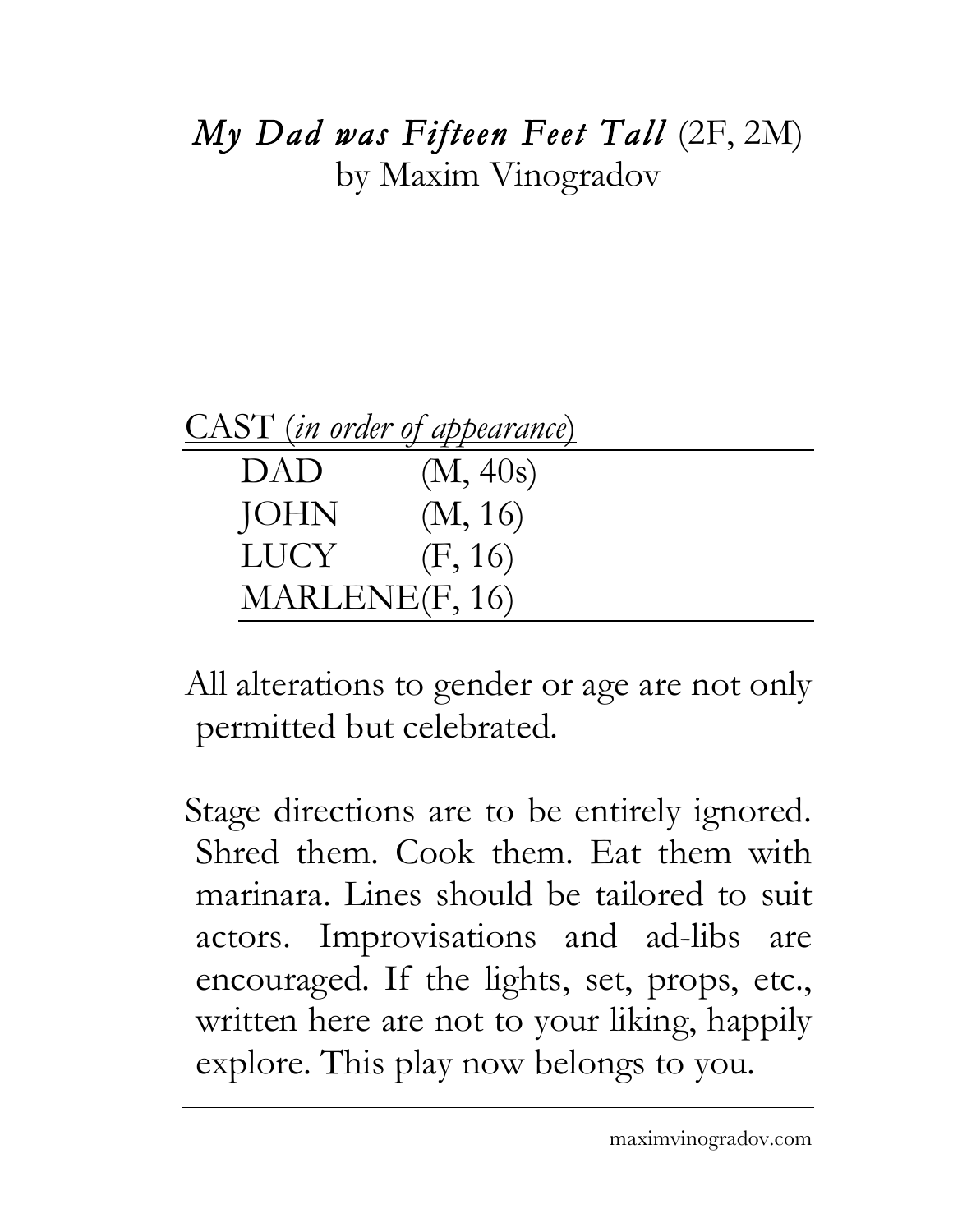# *My Dad was Fifteen Feet Tall* (2F, 2M)
by Maxim Vinogradov

CAST (*in order of appearance*)

| | |
|---|---|
| DAD | (M, 40s) |
| JOHN | (M, 16) |
| LUCY | (F, 16) |
| MARLENE | (F, 16) |

All alterations to gender or age are not only permitted but celebrated.

Stage directions are to be entirely ignored. Shred them. Cook them. Eat them with marinara. Lines should be tailored to suit actors. Improvisations and ad-libs are encouraged. If the lights, set, props, etc., written here are not to your liking, happily explore. This play now belongs to you.

maximvinogradov.com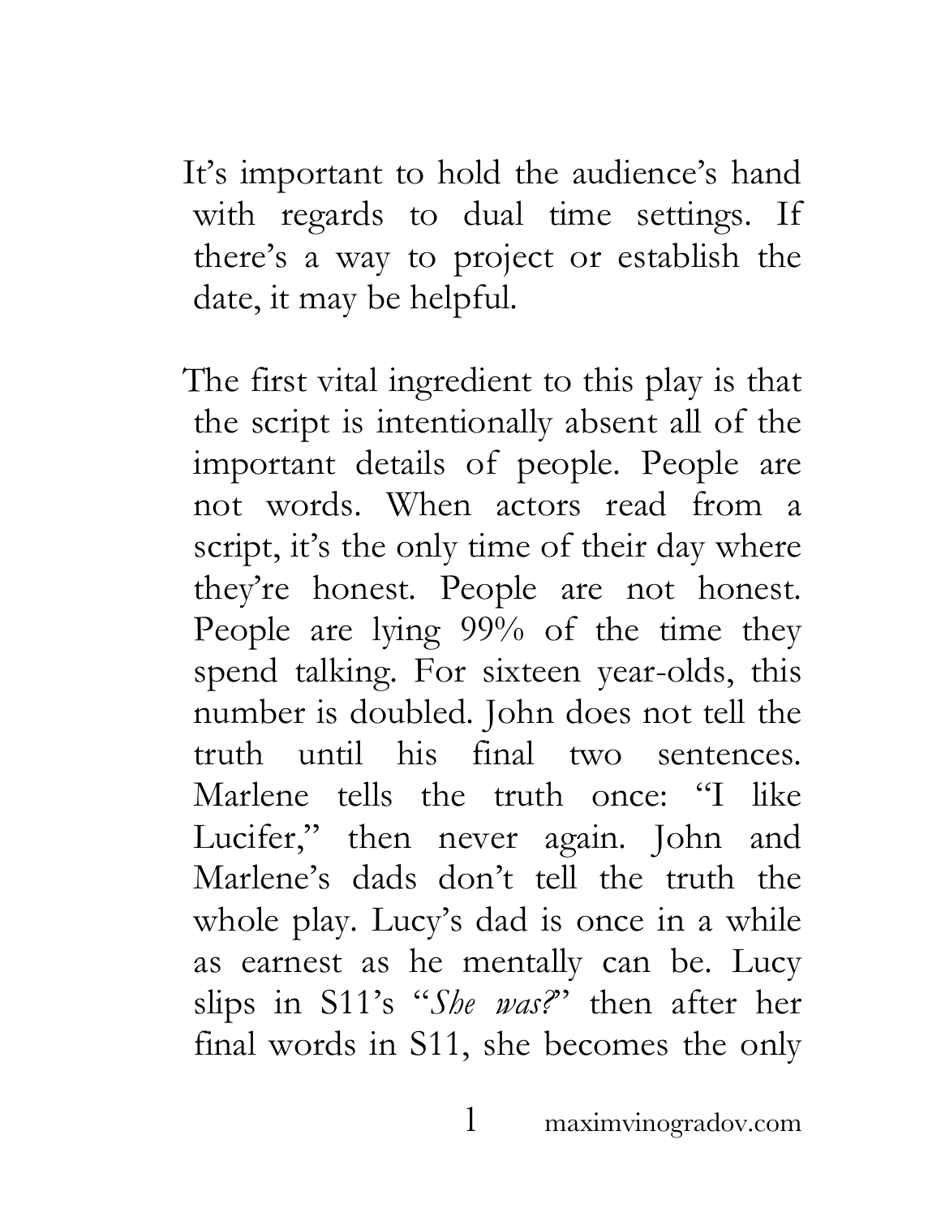It's important to hold the audience's hand with regards to dual time settings. If there's a way to project or establish the date, it may be helpful.

The first vital ingredient to this play is that the script is intentionally absent all of the important details of people. People are not words. When actors read from a script, it's the only time of their day where they're honest. People are not honest. People are lying 99% of the time they spend talking. For sixteen year-olds, this number is doubled. John does not tell the truth until his final two sentences. Marlene tells the truth once: "I like Lucifer," then never again. John and Marlene's dads don't tell the truth the whole play. Lucy's dad is once in a while as earnest as he mentally can be. Lucy slips in S11's "*She was?*" then after her final words in S11, she becomes the only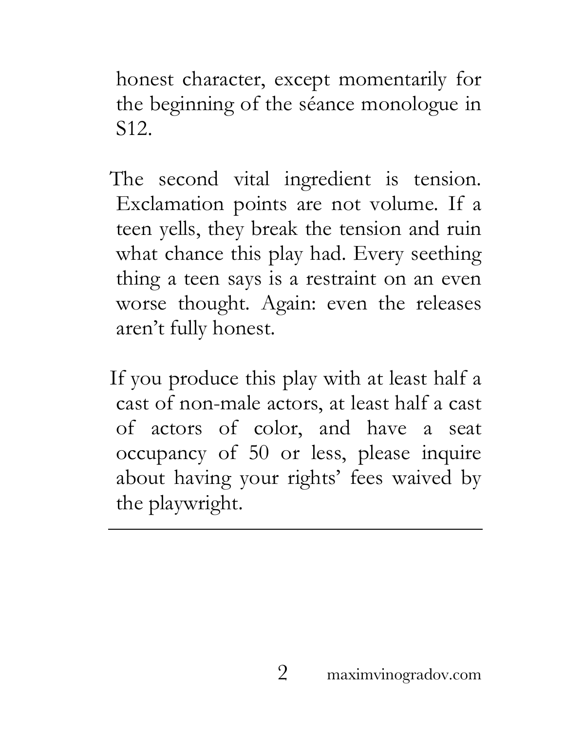honest character, except momentarily for the beginning of the séance monologue in S12.

The second vital ingredient is tension. Exclamation points are not volume. If a teen yells, they break the tension and ruin what chance this play had. Every seething thing a teen says is a restraint on an even worse thought. Again: even the releases aren't fully honest.

If you produce this play with at least half a cast of non-male actors, at least half a cast of actors of color, and have a seat occupancy of 50 or less, please inquire about having your rights' fees waived by the playwright.

---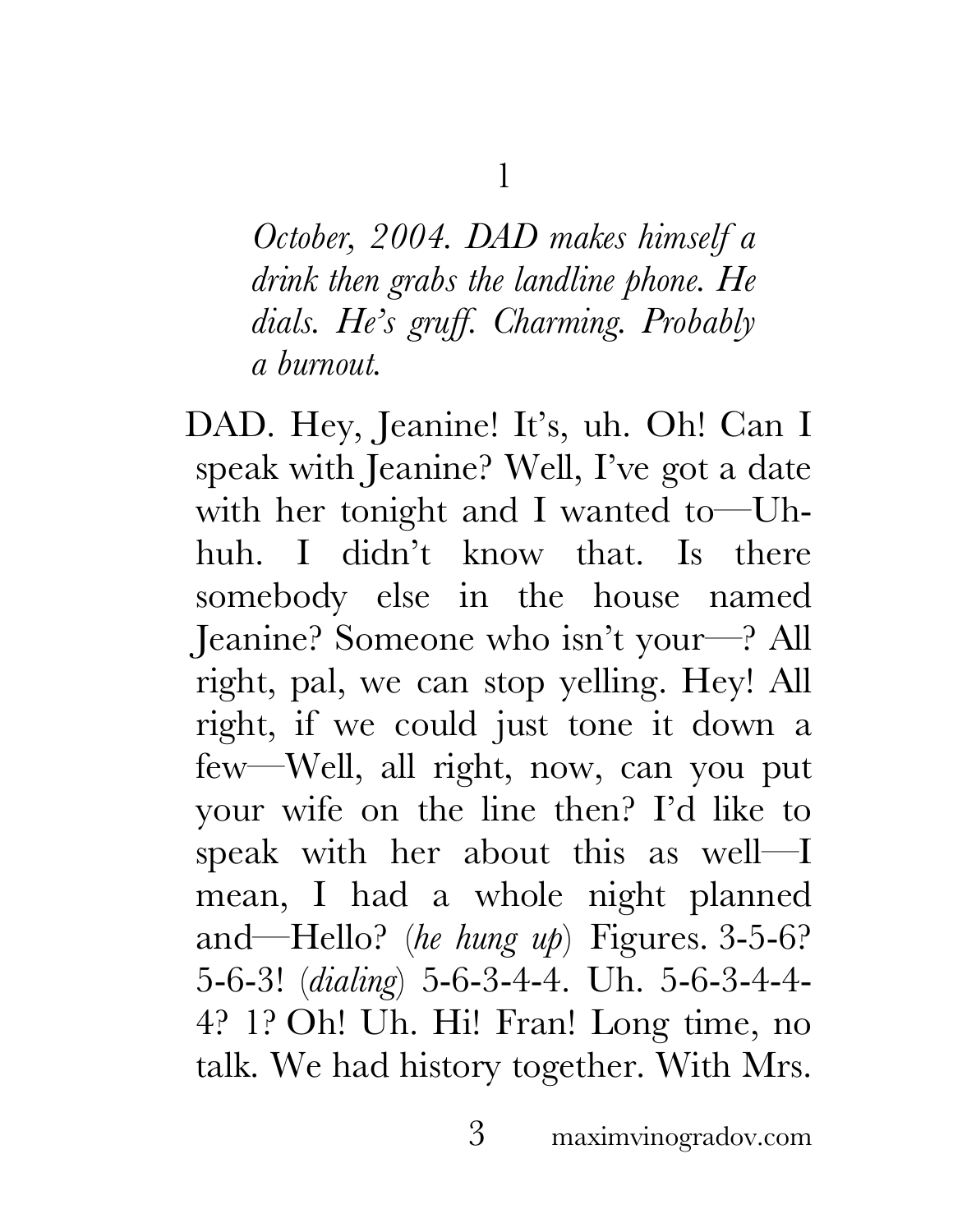# 1

*October, 2004. DAD makes himself a drink then grabs the landline phone. He dials. He's gruff. Charming. Probably a burnout.*

DAD. Hey, Jeanine! It's, uh. Oh! Can I speak with Jeanine? Well, I've got a date with her tonight and I wanted to—Uh-huh. I didn't know that. Is there somebody else in the house named Jeanine? Someone who isn't your—? All right, pal, we can stop yelling. Hey! All right, if we could just tone it down a few—Well, all right, now, can you put your wife on the line then? I'd like to speak with her about this as well—I mean, I had a whole night planned and—Hello? (*he hung up*) Figures. 3-5-6? 5-6-3! (*dialing*) 5-6-3-4-4. Uh. 5-6-3-4-4-4? 1? Oh! Uh. Hi! Fran! Long time, no talk. We had history together. With Mrs.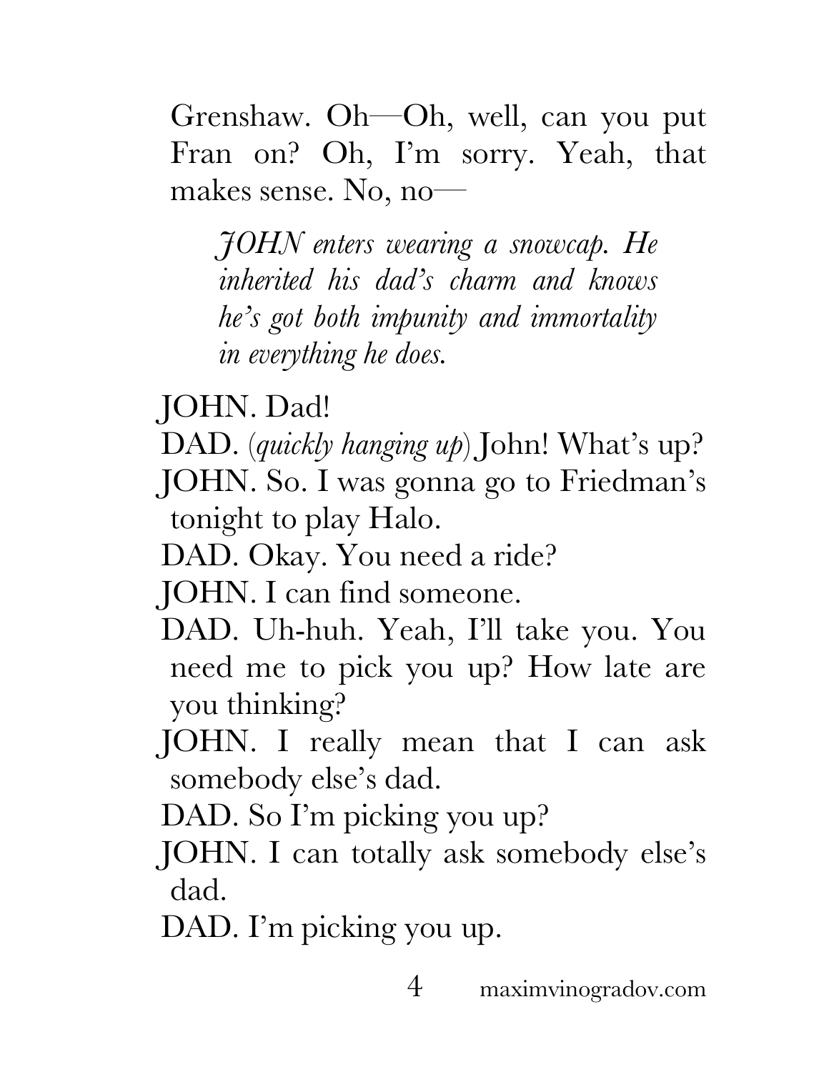Grenshaw. Oh—Oh, well, can you put Fran on? Oh, I'm sorry. Yeah, that makes sense. No, no—

*JOHN enters wearing a snowcap. He inherited his dad's charm and knows he's got both impunity and immortality in everything he does.*

JOHN. Dad!

DAD. (*quickly hanging up*) John! What's up?

JOHN. So. I was gonna go to Friedman's tonight to play Halo.

DAD. Okay. You need a ride?

JOHN. I can find someone.

DAD. Uh-huh. Yeah, I'll take you. You need me to pick you up? How late are you thinking?

JOHN. I really mean that I can ask somebody else's dad.

DAD. So I'm picking you up?

JOHN. I can totally ask somebody else's dad.

DAD. I'm picking you up.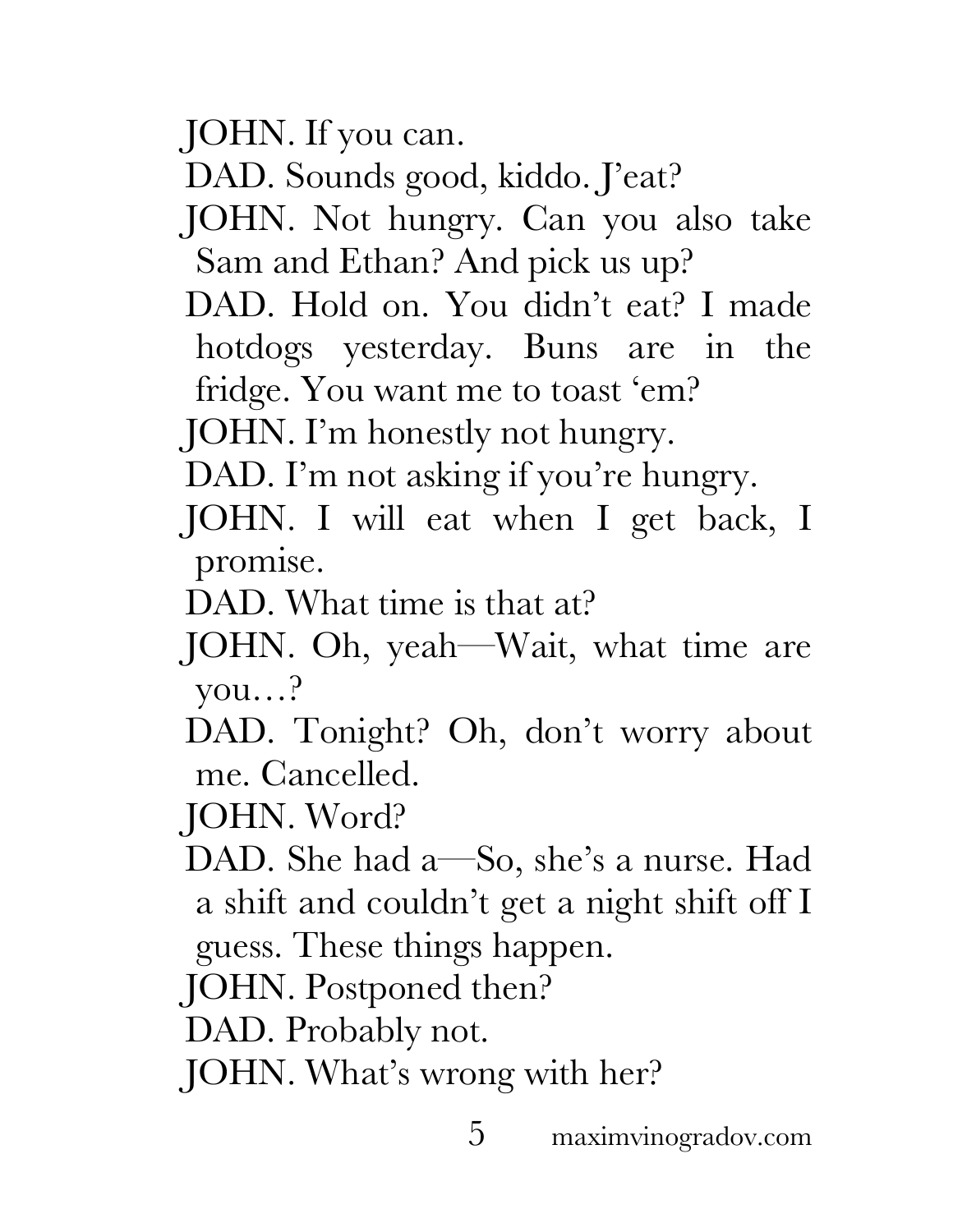JOHN. If you can.

DAD. Sounds good, kiddo. J'eat?

JOHN. Not hungry. Can you also take Sam and Ethan? And pick us up?

DAD. Hold on. You didn't eat? I made hotdogs yesterday. Buns are in the fridge. You want me to toast 'em?

JOHN. I'm honestly not hungry.

DAD. I'm not asking if you're hungry.

JOHN. I will eat when I get back, I promise.

DAD. What time is that at?

JOHN. Oh, yeah—Wait, what time are you…?

DAD. Tonight? Oh, don't worry about me. Cancelled.

JOHN. Word?

DAD. She had a—So, she's a nurse. Had a shift and couldn't get a night shift off I guess. These things happen.

JOHN. Postponed then?

DAD. Probably not.

JOHN. What's wrong with her?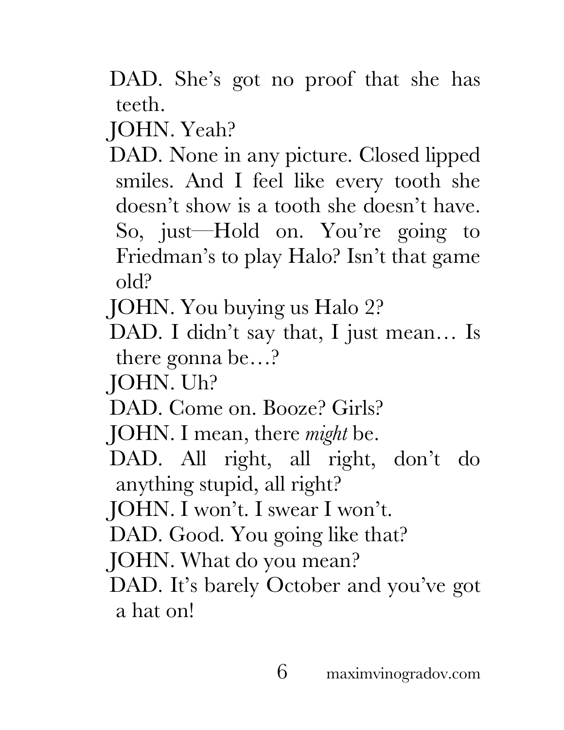DAD. She's got no proof that she has teeth.

JOHN. Yeah?

DAD. None in any picture. Closed lipped smiles. And I feel like every tooth she doesn't show is a tooth she doesn't have. So, just—Hold on. You're going to Friedman's to play Halo? Isn't that game old?

JOHN. You buying us Halo 2?

DAD. I didn't say that, I just mean… Is there gonna be…?

JOHN. Uh?

DAD. Come on. Booze? Girls?

JOHN. I mean, there *might* be.

DAD. All right, all right, don't do anything stupid, all right?

JOHN. I won't. I swear I won't.

DAD. Good. You going like that?

JOHN. What do you mean?

DAD. It's barely October and you've got a hat on!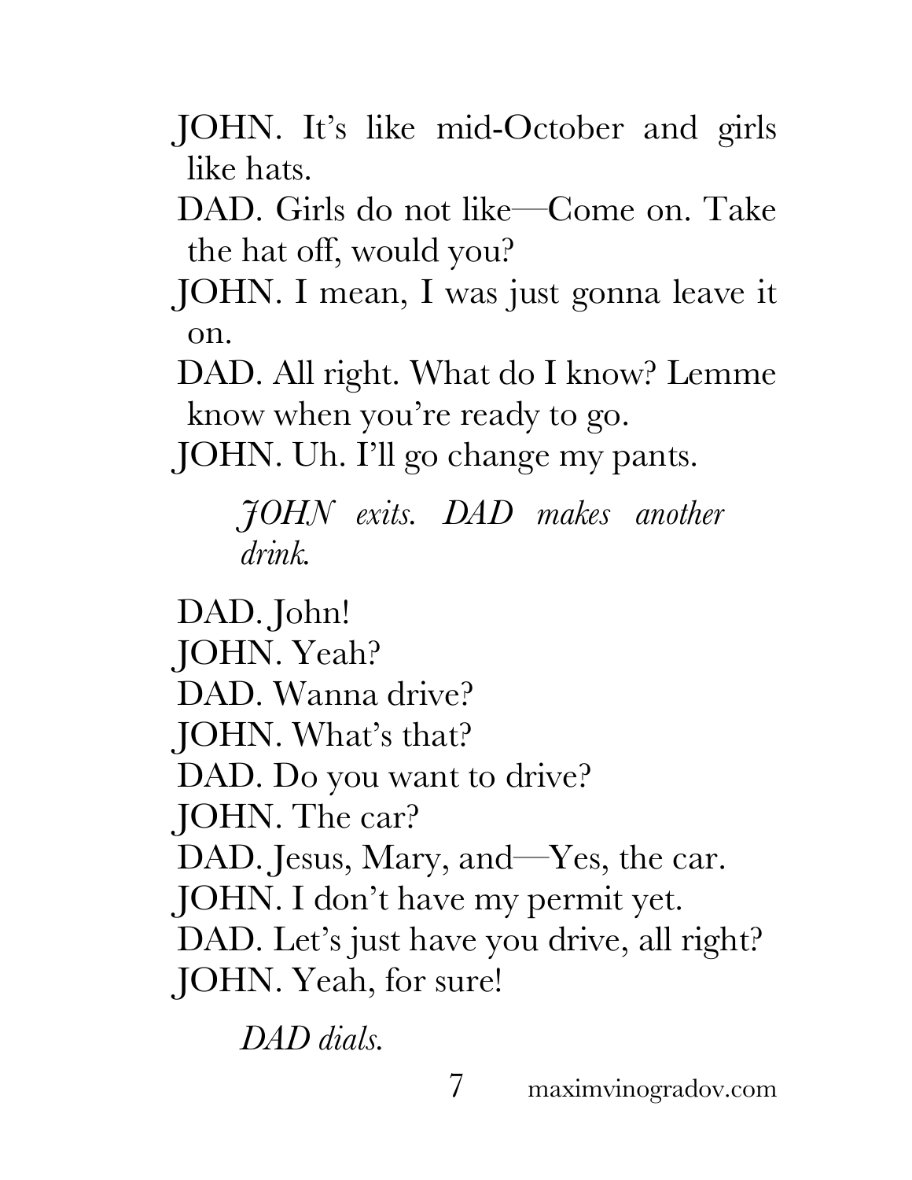JOHN. It's like mid-October and girls like hats.

DAD. Girls do not like—Come on. Take the hat off, would you?

JOHN. I mean, I was just gonna leave it on.

DAD. All right. What do I know? Lemme know when you're ready to go.

JOHN. Uh. I'll go change my pants.

*JOHN exits. DAD makes another drink.*

DAD. John!

JOHN. Yeah?

DAD. Wanna drive?

JOHN. What's that?

DAD. Do you want to drive?

JOHN. The car?

DAD. Jesus, Mary, and—Yes, the car.

JOHN. I don't have my permit yet.

DAD. Let's just have you drive, all right?

JOHN. Yeah, for sure!

*DAD dials.*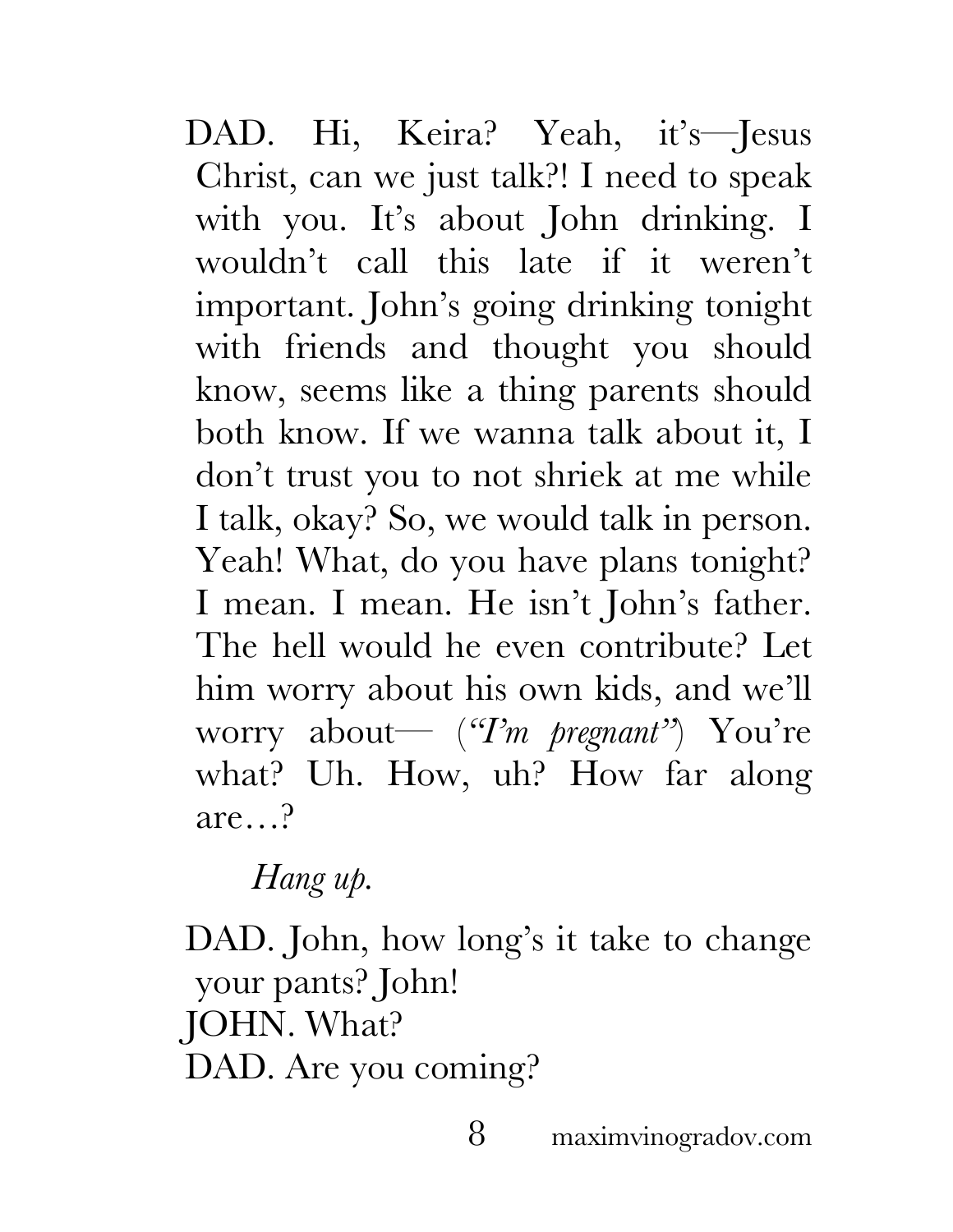DAD. Hi, Keira? Yeah, it's—Jesus Christ, can we just talk?! I need to speak with you. It's about John drinking. I wouldn't call this late if it weren't important. John's going drinking tonight with friends and thought you should know, seems like a thing parents should both know. If we wanna talk about it, I don't trust you to not shriek at me while I talk, okay? So, we would talk in person. Yeah! What, do you have plans tonight? I mean. I mean. He isn't John's father. The hell would he even contribute? Let him worry about his own kids, and we'll worry about— (*"I'm pregnant"*) You're what? Uh. How, uh? How far along are…?

*Hang up.*

DAD. John, how long's it take to change your pants? John!
JOHN. What?
DAD. Are you coming?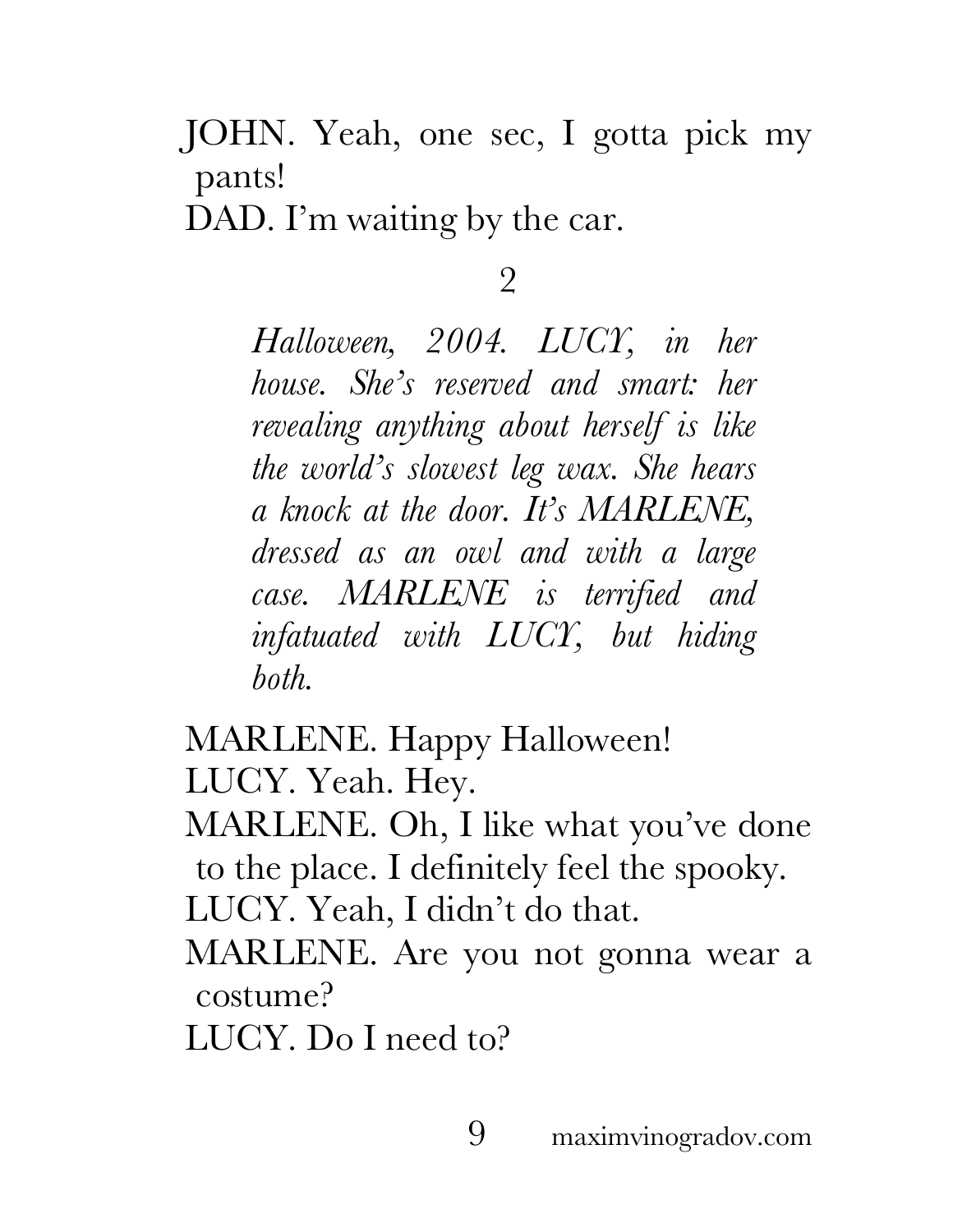JOHN. Yeah, one sec, I gotta pick my pants!

DAD. I'm waiting by the car.

## 2

*Halloween, 2004. LUCY, in her house. She's reserved and smart: her revealing anything about herself is like the world's slowest leg wax. She hears a knock at the door. It's MARLENE, dressed as an owl and with a large case. MARLENE is terrified and infatuated with LUCY, but hiding both.*

MARLENE. Happy Halloween!

LUCY. Yeah. Hey.

MARLENE. Oh, I like what you've done to the place. I definitely feel the spooky.

LUCY. Yeah, I didn't do that.

MARLENE. Are you not gonna wear a costume?

LUCY. Do I need to?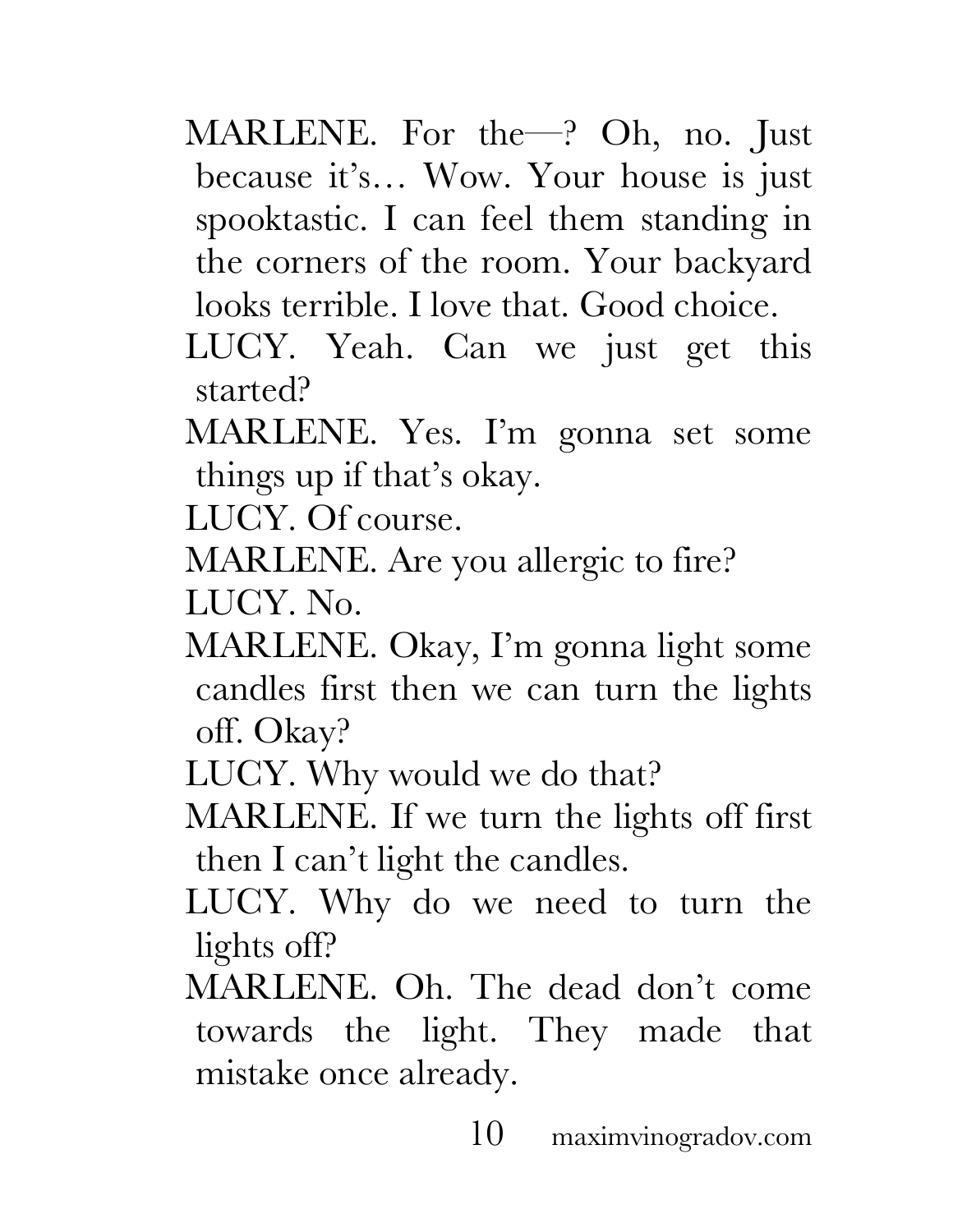MARLENE. For the—? Oh, no. Just because it's… Wow. Your house is just spooktastic. I can feel them standing in the corners of the room. Your backyard looks terrible. I love that. Good choice.

LUCY. Yeah. Can we just get this started?

MARLENE. Yes. I'm gonna set some things up if that's okay.

LUCY. Of course.

MARLENE. Are you allergic to fire?

LUCY. No.

MARLENE. Okay, I'm gonna light some candles first then we can turn the lights off. Okay?

LUCY. Why would we do that?

MARLENE. If we turn the lights off first then I can't light the candles.

LUCY. Why do we need to turn the lights off?

MARLENE. Oh. The dead don't come towards the light. They made that mistake once already.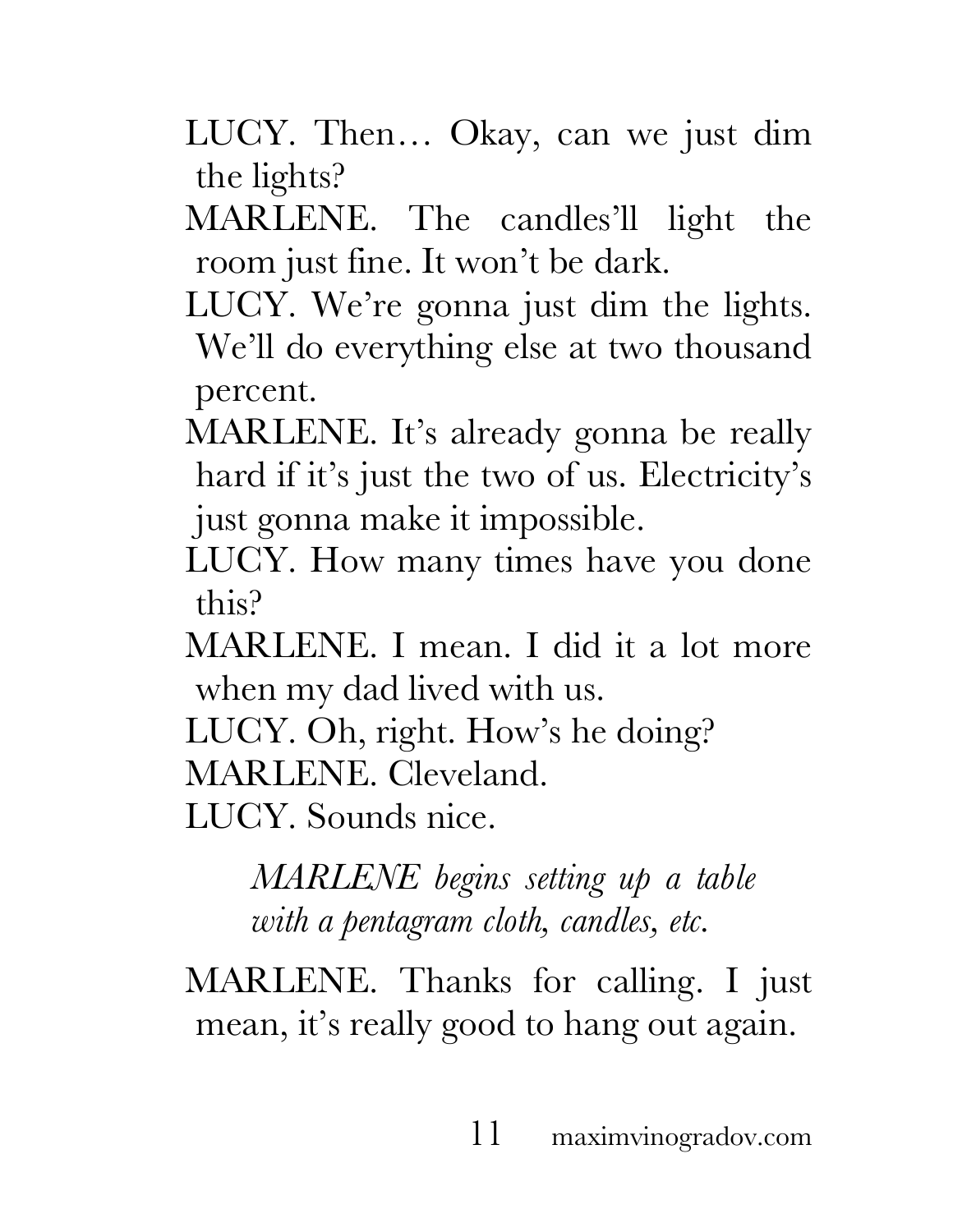LUCY. Then… Okay, can we just dim the lights?

MARLENE. The candles'll light the room just fine. It won't be dark.

LUCY. We're gonna just dim the lights. We'll do everything else at two thousand percent.

MARLENE. It's already gonna be really hard if it's just the two of us. Electricity's just gonna make it impossible.

LUCY. How many times have you done this?

MARLENE. I mean. I did it a lot more when my dad lived with us.

LUCY. Oh, right. How's he doing?

MARLENE. Cleveland.

LUCY. Sounds nice.

> *MARLENE begins setting up a table with a pentagram cloth, candles, etc.*

MARLENE. Thanks for calling. I just mean, it's really good to hang out again.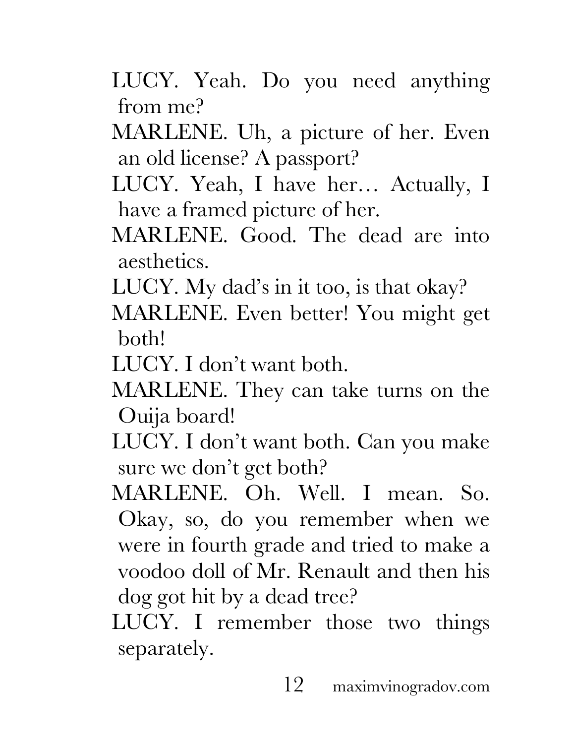LUCY. Yeah. Do you need anything from me?

MARLENE. Uh, a picture of her. Even an old license? A passport?

LUCY. Yeah, I have her… Actually, I have a framed picture of her.

MARLENE. Good. The dead are into aesthetics.

LUCY. My dad's in it too, is that okay?

MARLENE. Even better! You might get both!

LUCY. I don't want both.

MARLENE. They can take turns on the Ouija board!

LUCY. I don't want both. Can you make sure we don't get both?

MARLENE. Oh. Well. I mean. So. Okay, so, do you remember when we were in fourth grade and tried to make a voodoo doll of Mr. Renault and then his dog got hit by a dead tree?

LUCY. I remember those two things separately.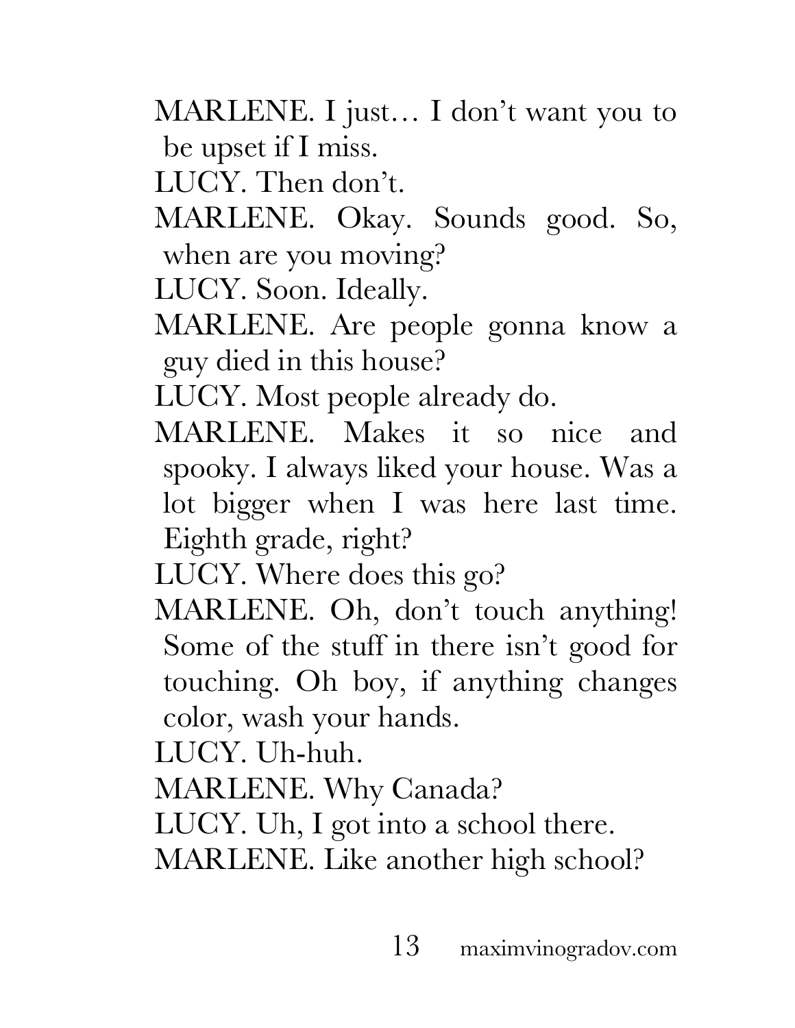MARLENE. I just… I don't want you to be upset if I miss.

LUCY. Then don't.

MARLENE. Okay. Sounds good. So, when are you moving?

LUCY. Soon. Ideally.

MARLENE. Are people gonna know a guy died in this house?

LUCY. Most people already do.

MARLENE. Makes it so nice and spooky. I always liked your house. Was a lot bigger when I was here last time. Eighth grade, right?

LUCY. Where does this go?

MARLENE. Oh, don't touch anything! Some of the stuff in there isn't good for touching. Oh boy, if anything changes color, wash your hands.

LUCY. Uh-huh.

MARLENE. Why Canada?

LUCY. Uh, I got into a school there.

MARLENE. Like another high school?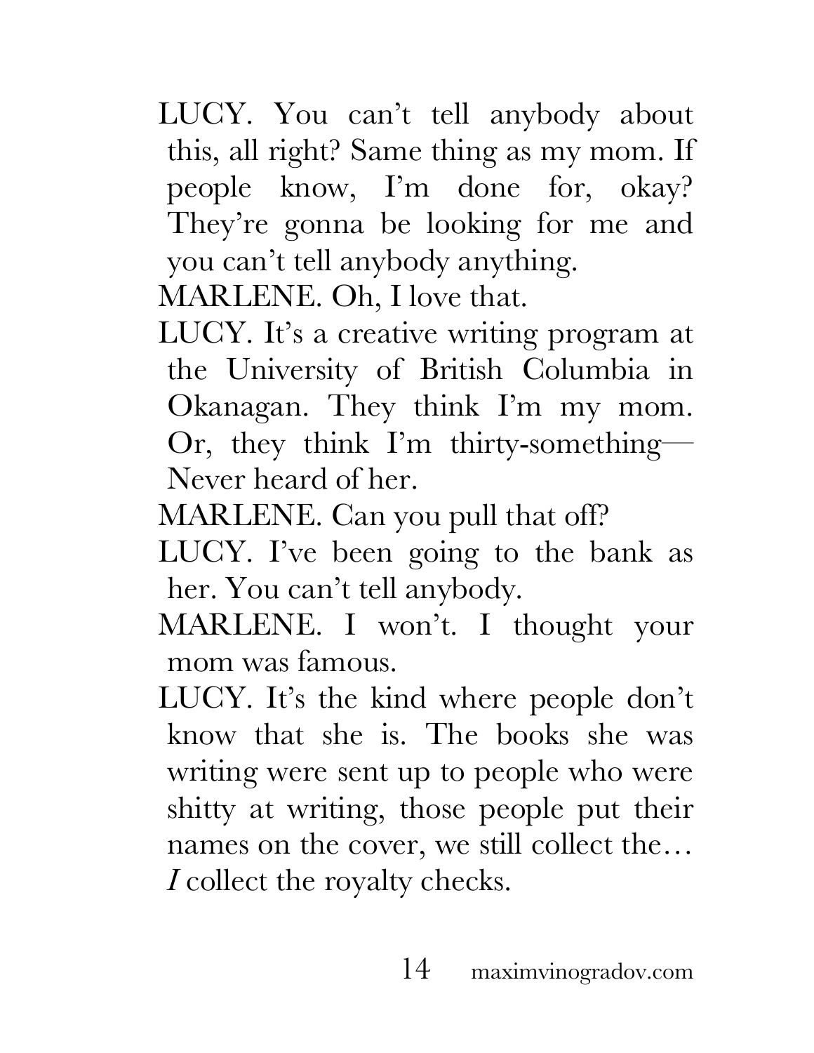LUCY. You can't tell anybody about this, all right? Same thing as my mom. If people know, I'm done for, okay? They're gonna be looking for me and you can't tell anybody anything.

MARLENE. Oh, I love that.

LUCY. It's a creative writing program at the University of British Columbia in Okanagan. They think I'm my mom. Or, they think I'm thirty-something— Never heard of her.

MARLENE. Can you pull that off?

LUCY. I've been going to the bank as her. You can't tell anybody.

MARLENE. I won't. I thought your mom was famous.

LUCY. It's the kind where people don't know that she is. The books she was writing were sent up to people who were shitty at writing, those people put their names on the cover, we still collect the… *I* collect the royalty checks.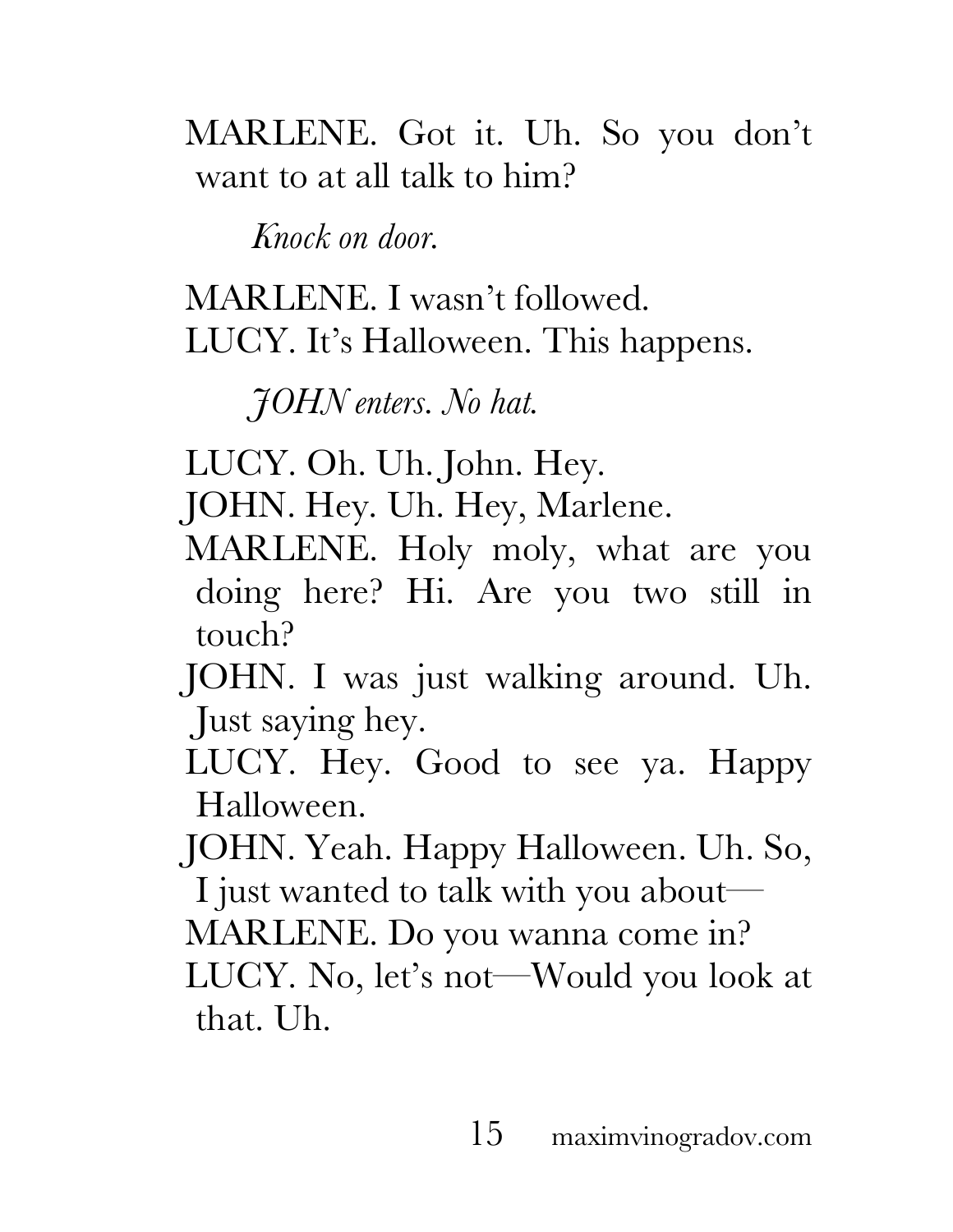MARLENE. Got it. Uh. So you don't want to at all talk to him?

*Knock on door.*

MARLENE. I wasn't followed.
LUCY. It's Halloween. This happens.

*JOHN enters. No hat.*

LUCY. Oh. Uh. John. Hey.
JOHN. Hey. Uh. Hey, Marlene.
MARLENE. Holy moly, what are you doing here? Hi. Are you two still in touch?
JOHN. I was just walking around. Uh. Just saying hey.
LUCY. Hey. Good to see ya. Happy Halloween.
JOHN. Yeah. Happy Halloween. Uh. So, I just wanted to talk with you about—
MARLENE. Do you wanna come in?
LUCY. No, let's not—Would you look at that. Uh.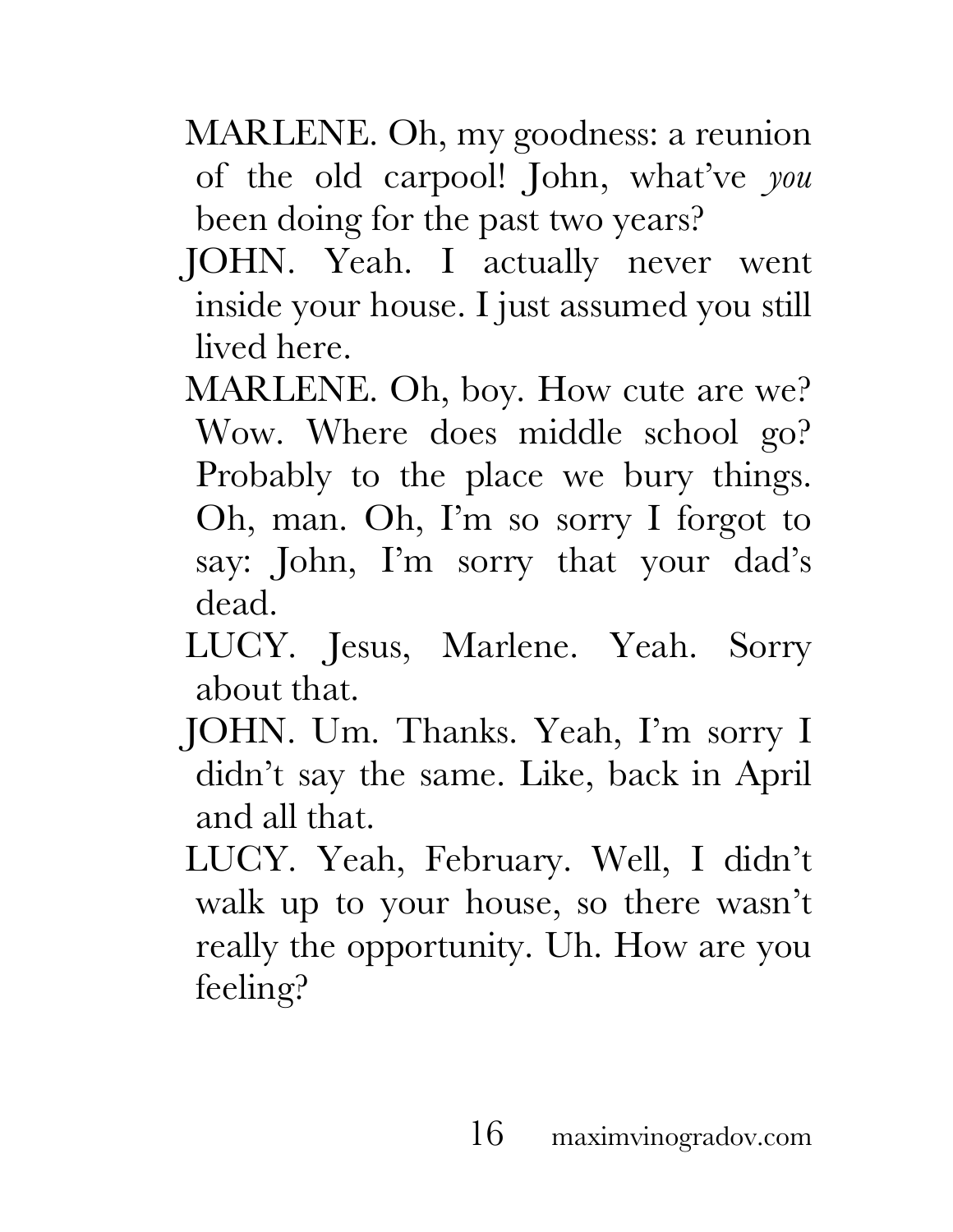MARLENE. Oh, my goodness: a reunion of the old carpool! John, what've *you* been doing for the past two years?

JOHN. Yeah. I actually never went inside your house. I just assumed you still lived here.

MARLENE. Oh, boy. How cute are we? Wow. Where does middle school go? Probably to the place we bury things. Oh, man. Oh, I'm so sorry I forgot to say: John, I'm sorry that your dad's dead.

LUCY. Jesus, Marlene. Yeah. Sorry about that.

JOHN. Um. Thanks. Yeah, I'm sorry I didn't say the same. Like, back in April and all that.

LUCY. Yeah, February. Well, I didn't walk up to your house, so there wasn't really the opportunity. Uh. How are you feeling?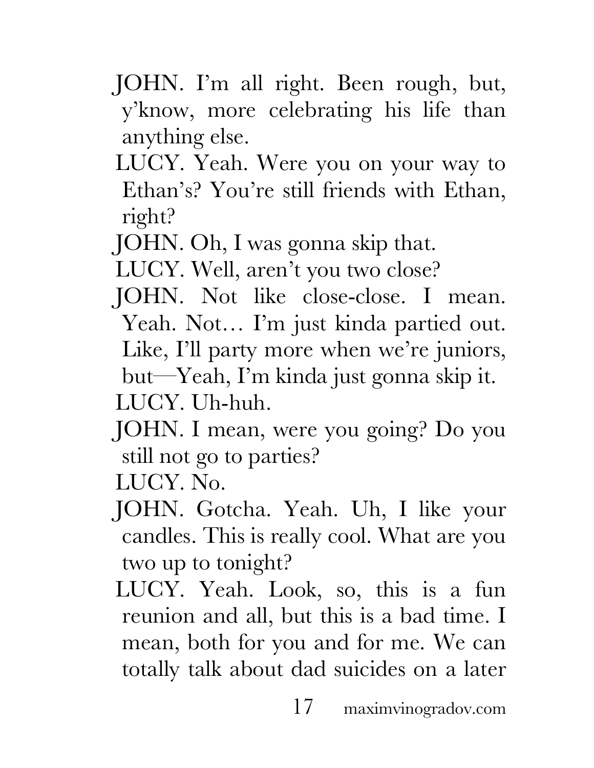JOHN. I'm all right. Been rough, but, y'know, more celebrating his life than anything else.

LUCY. Yeah. Were you on your way to Ethan's? You're still friends with Ethan, right?

JOHN. Oh, I was gonna skip that.

LUCY. Well, aren't you two close?

JOHN. Not like close-close. I mean. Yeah. Not… I'm just kinda partied out. Like, I'll party more when we're juniors, but—Yeah, I'm kinda just gonna skip it.

LUCY. Uh-huh.

JOHN. I mean, were you going? Do you still not go to parties?

LUCY. No.

JOHN. Gotcha. Yeah. Uh, I like your candles. This is really cool. What are you two up to tonight?

LUCY. Yeah. Look, so, this is a fun reunion and all, but this is a bad time. I mean, both for you and for me. We can totally talk about dad suicides on a later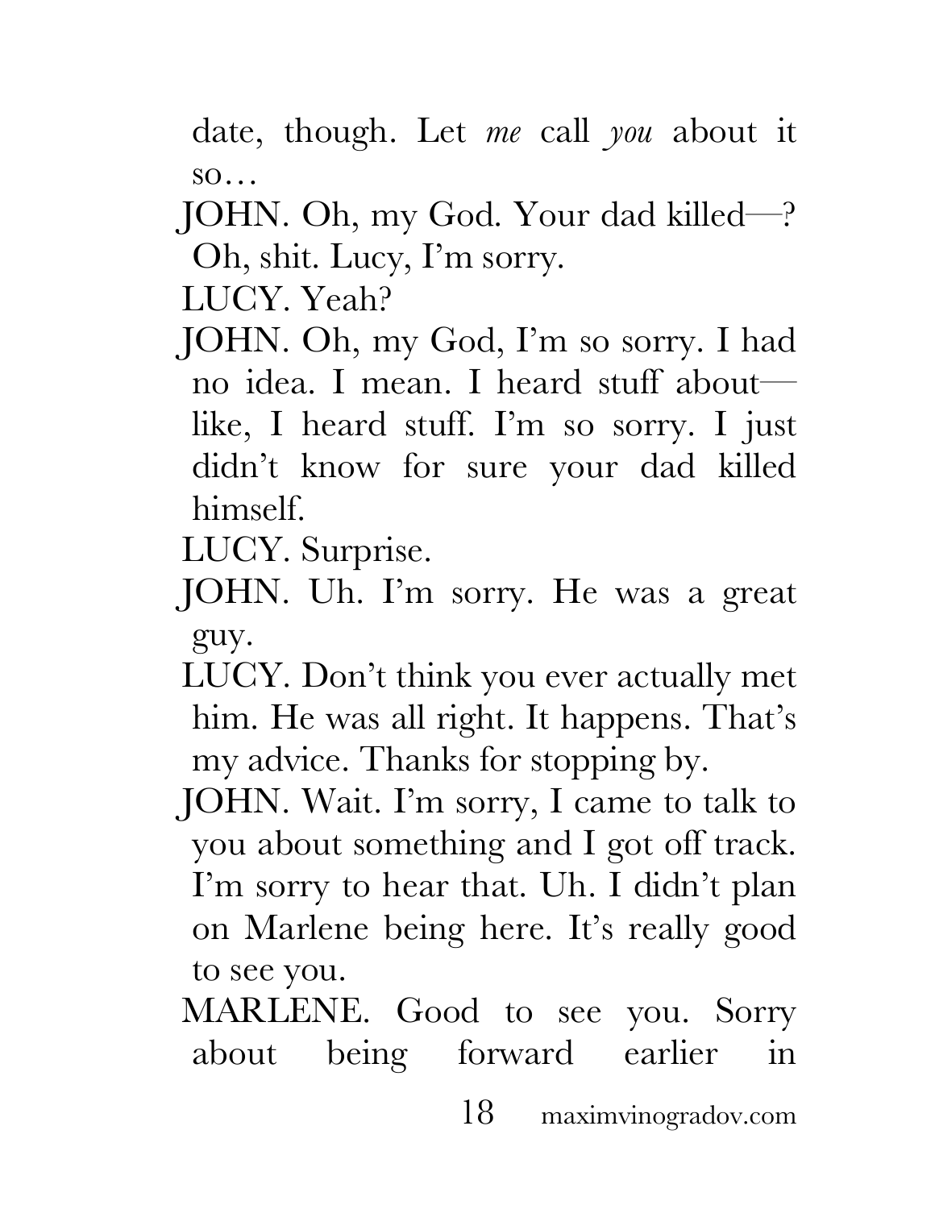date, though. Let *me* call *you* about it so…

JOHN. Oh, my God. Your dad killed—? Oh, shit. Lucy, I'm sorry.

LUCY. Yeah?

JOHN. Oh, my God, I'm so sorry. I had no idea. I mean. I heard stuff about—like, I heard stuff. I'm so sorry. I just didn't know for sure your dad killed himself.

LUCY. Surprise.

JOHN. Uh. I'm sorry. He was a great guy.

LUCY. Don't think you ever actually met him. He was all right. It happens. That's my advice. Thanks for stopping by.

JOHN. Wait. I'm sorry, I came to talk to you about something and I got off track. I'm sorry to hear that. Uh. I didn't plan on Marlene being here. It's really good to see you.

MARLENE. Good to see you. Sorry about being forward earlier in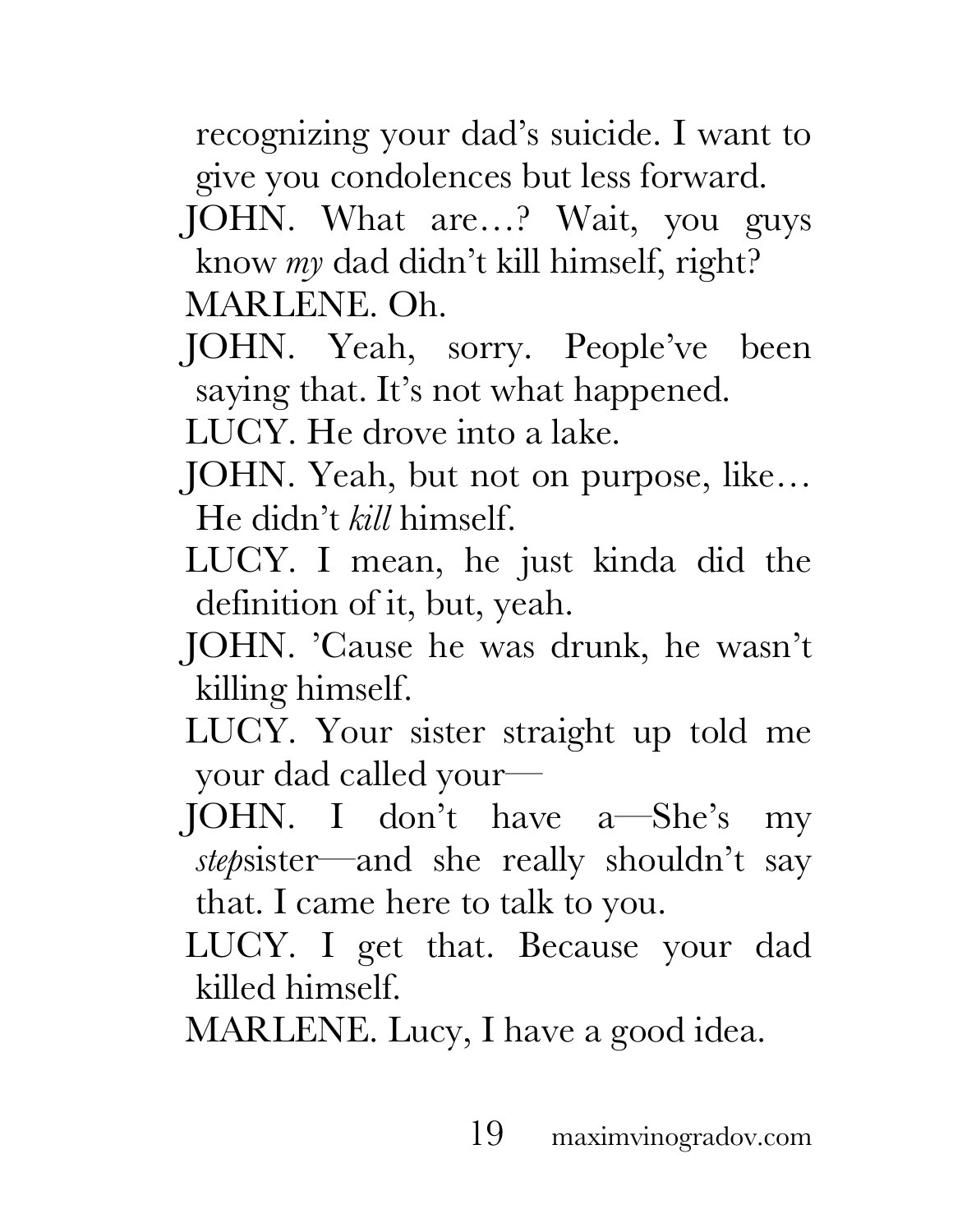recognizing your dad's suicide. I want to give you condolences but less forward.

JOHN. What are…? Wait, you guys know *my* dad didn't kill himself, right?

MARLENE. Oh.

JOHN. Yeah, sorry. People've been saying that. It's not what happened.

LUCY. He drove into a lake.

JOHN. Yeah, but not on purpose, like… He didn't *kill* himself.

LUCY. I mean, he just kinda did the definition of it, but, yeah.

JOHN. 'Cause he was drunk, he wasn't killing himself.

LUCY. Your sister straight up told me your dad called your—

JOHN. I don't have a—She's my *step*sister—and she really shouldn't say that. I came here to talk to you.

LUCY. I get that. Because your dad killed himself.

MARLENE. Lucy, I have a good idea.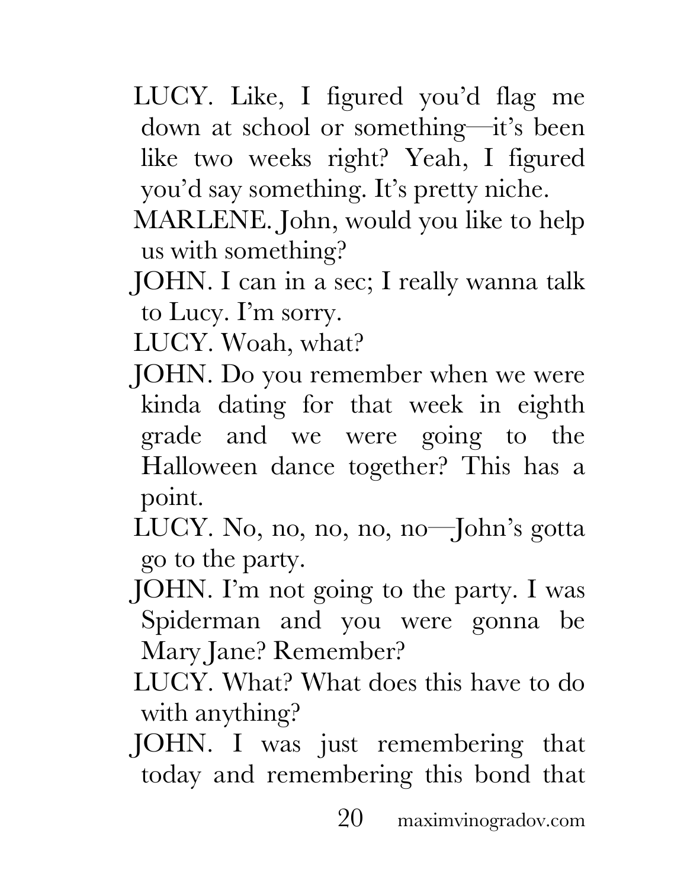LUCY. Like, I figured you'd flag me down at school or something—it's been like two weeks right? Yeah, I figured you'd say something. It's pretty niche.

MARLENE. John, would you like to help us with something?

JOHN. I can in a sec; I really wanna talk to Lucy. I'm sorry.

LUCY. Woah, what?

JOHN. Do you remember when we were kinda dating for that week in eighth grade and we were going to the Halloween dance together? This has a point.

LUCY. No, no, no, no, no—John's gotta go to the party.

JOHN. I'm not going to the party. I was Spiderman and you were gonna be Mary Jane? Remember?

LUCY. What? What does this have to do with anything?

JOHN. I was just remembering that today and remembering this bond that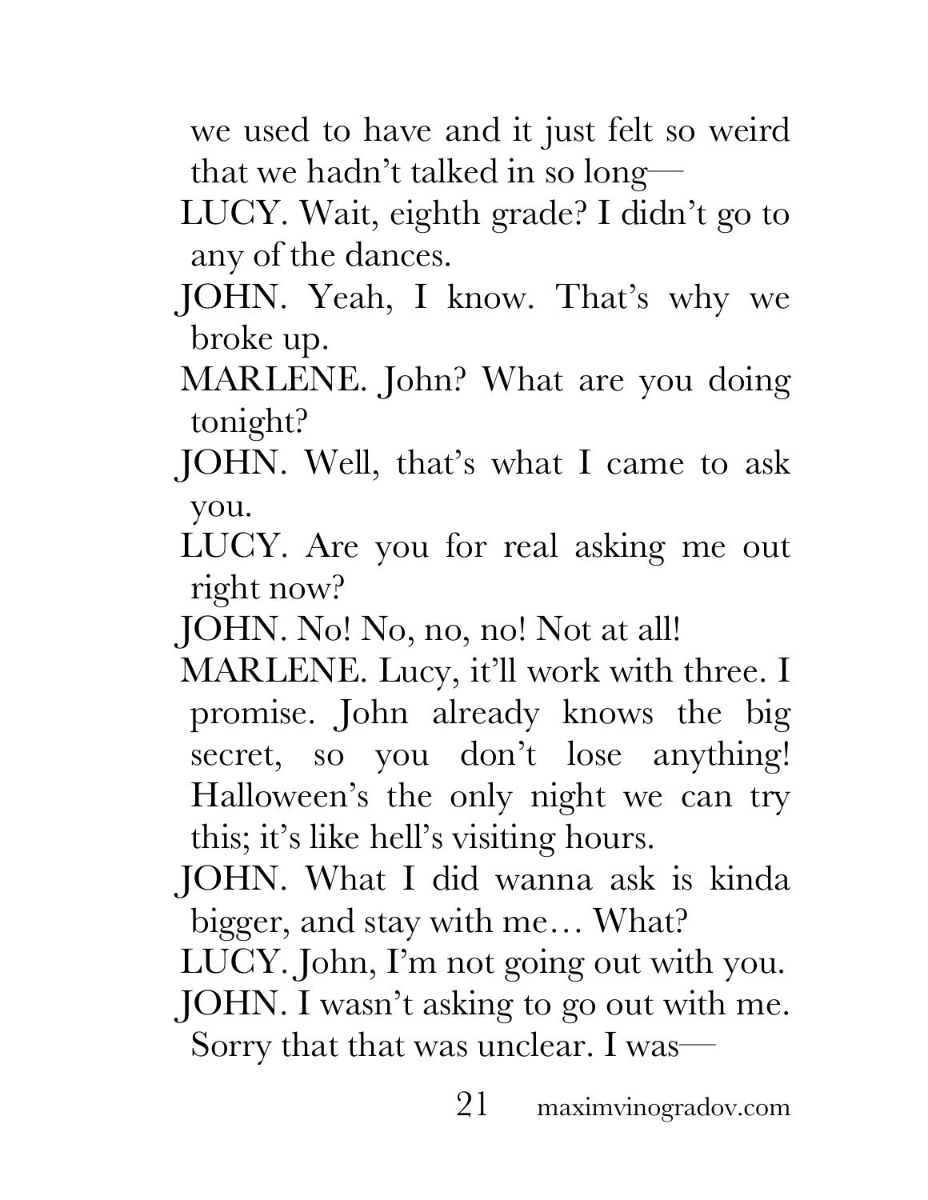we used to have and it just felt so weird that we hadn't talked in so long—

LUCY. Wait, eighth grade? I didn't go to any of the dances.

JOHN. Yeah, I know. That's why we broke up.

MARLENE. John? What are you doing tonight?

JOHN. Well, that's what I came to ask you.

LUCY. Are you for real asking me out right now?

JOHN. No! No, no, no! Not at all!

MARLENE. Lucy, it'll work with three. I promise. John already knows the big secret, so you don't lose anything! Halloween's the only night we can try this; it's like hell's visiting hours.

JOHN. What I did wanna ask is kinda bigger, and stay with me… What?

LUCY. John, I'm not going out with you.

JOHN. I wasn't asking to go out with me. Sorry that that was unclear. I was—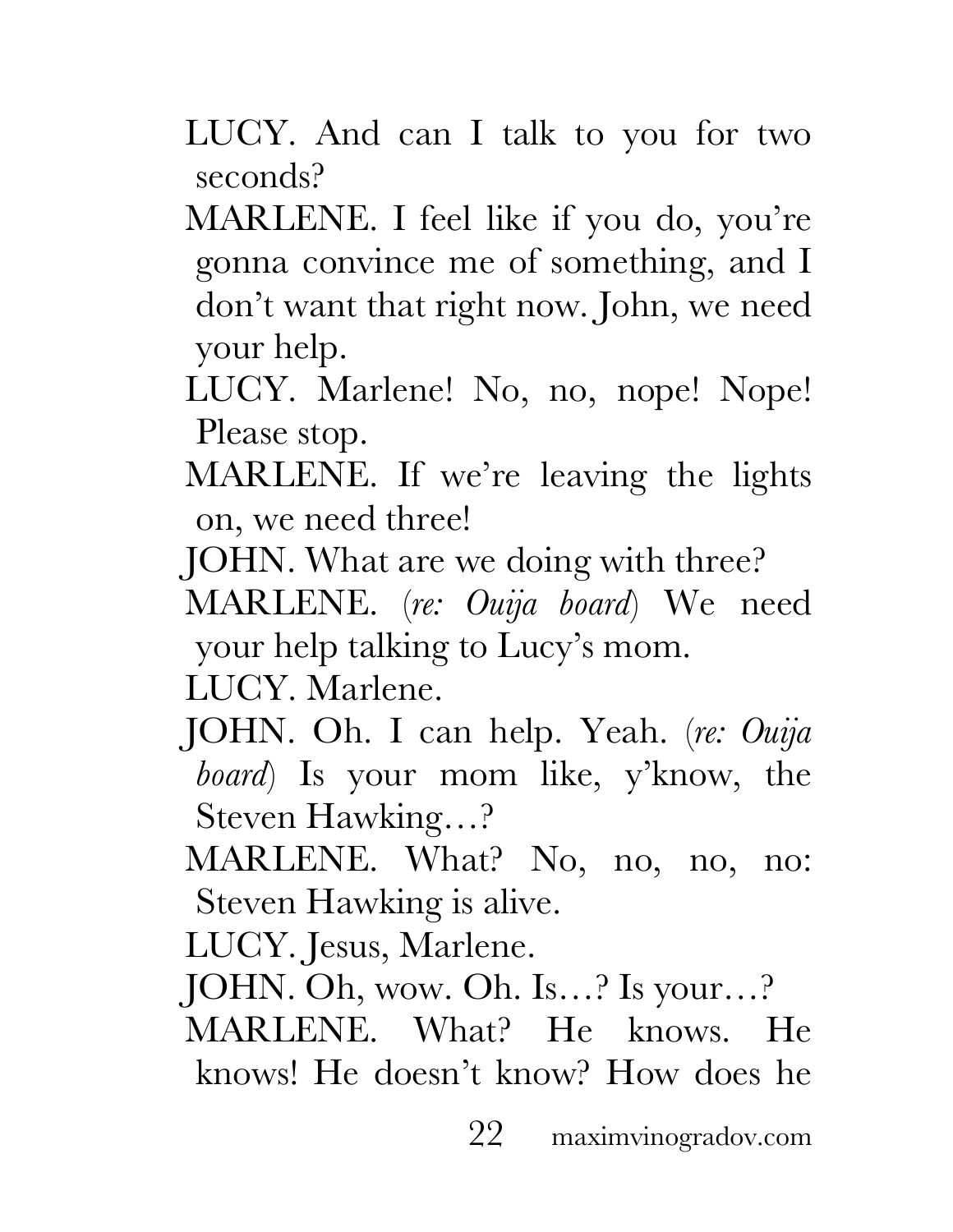LUCY. And can I talk to you for two seconds?

MARLENE. I feel like if you do, you're gonna convince me of something, and I don't want that right now. John, we need your help.

LUCY. Marlene! No, no, nope! Nope! Please stop.

MARLENE. If we're leaving the lights on, we need three!

JOHN. What are we doing with three?

MARLENE. (*re: Ouija board*) We need your help talking to Lucy's mom.

LUCY. Marlene.

JOHN. Oh. I can help. Yeah. (*re: Ouija board*) Is your mom like, y'know, the Steven Hawking…?

MARLENE. What? No, no, no, no: Steven Hawking is alive.

LUCY. Jesus, Marlene.

JOHN. Oh, wow. Oh. Is…? Is your…?

MARLENE. What? He knows. He knows! He doesn't know? How does he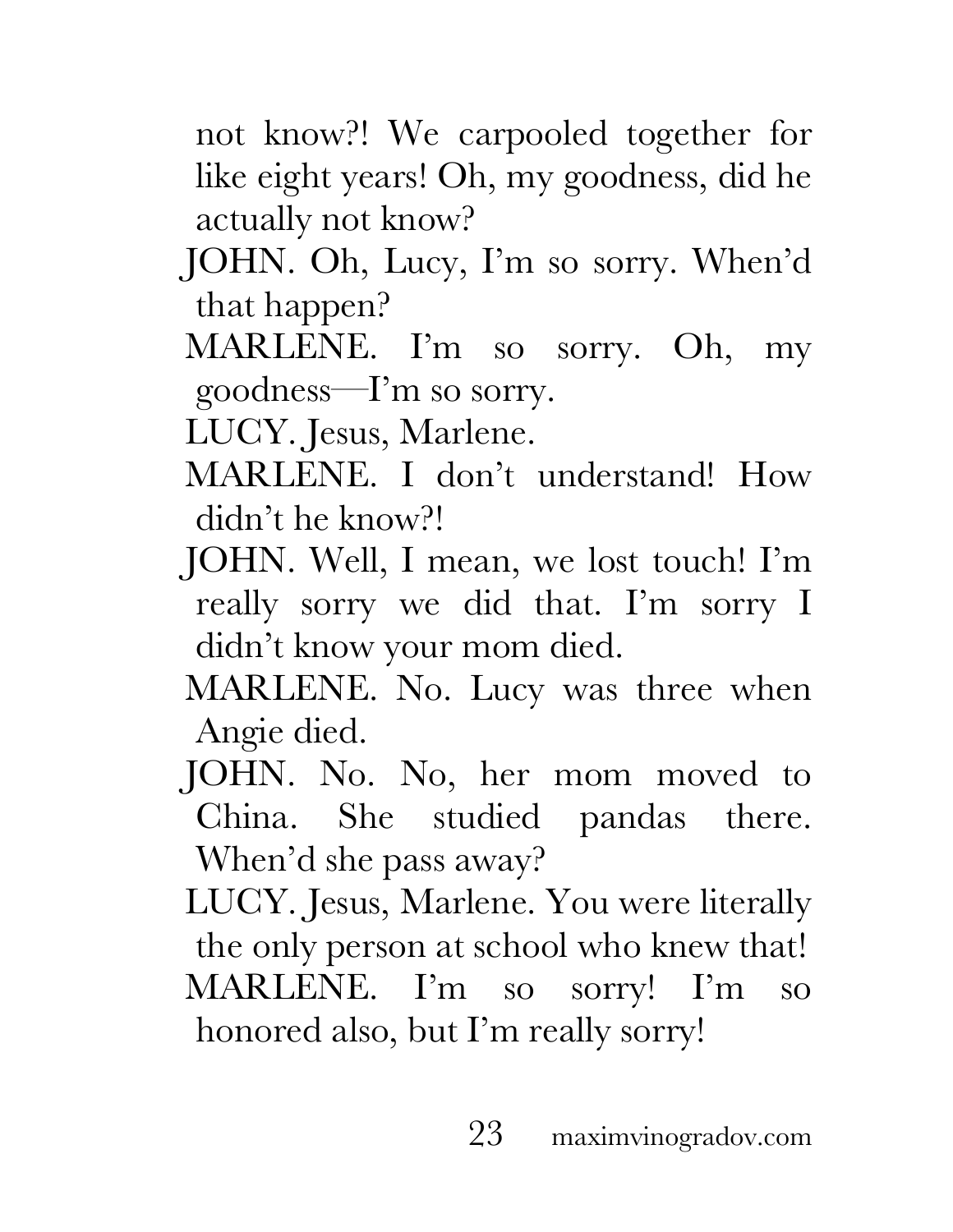not know?! We carpooled together for like eight years! Oh, my goodness, did he actually not know?

JOHN. Oh, Lucy, I'm so sorry. When'd that happen?

MARLENE. I'm so sorry. Oh, my goodness—I'm so sorry.

LUCY. Jesus, Marlene.

MARLENE. I don't understand! How didn't he know?!

JOHN. Well, I mean, we lost touch! I'm really sorry we did that. I'm sorry I didn't know your mom died.

MARLENE. No. Lucy was three when Angie died.

JOHN. No. No, her mom moved to China. She studied pandas there. When'd she pass away?

LUCY. Jesus, Marlene. You were literally the only person at school who knew that!

MARLENE. I'm so sorry! I'm so honored also, but I'm really sorry!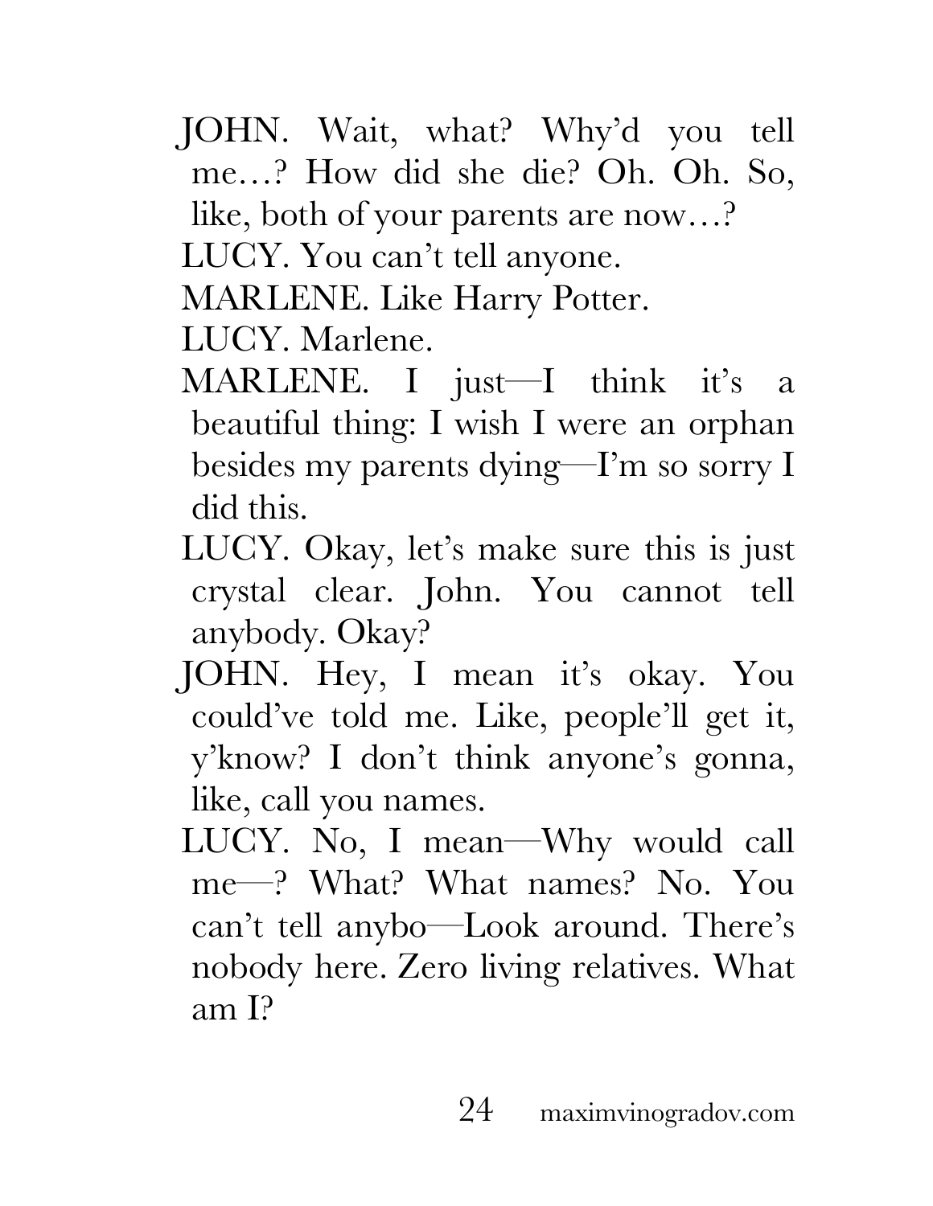JOHN. Wait, what? Why'd you tell me…? How did she die? Oh. Oh. So, like, both of your parents are now…?

LUCY. You can't tell anyone.

MARLENE. Like Harry Potter.

LUCY. Marlene.

MARLENE. I just—I think it's a beautiful thing: I wish I were an orphan besides my parents dying—I'm so sorry I did this.

LUCY. Okay, let's make sure this is just crystal clear. John. You cannot tell anybody. Okay?

JOHN. Hey, I mean it's okay. You could've told me. Like, people'll get it, y'know? I don't think anyone's gonna, like, call you names.

LUCY. No, I mean—Why would call me—? What? What names? No. You can't tell anybo—Look around. There's nobody here. Zero living relatives. What am I?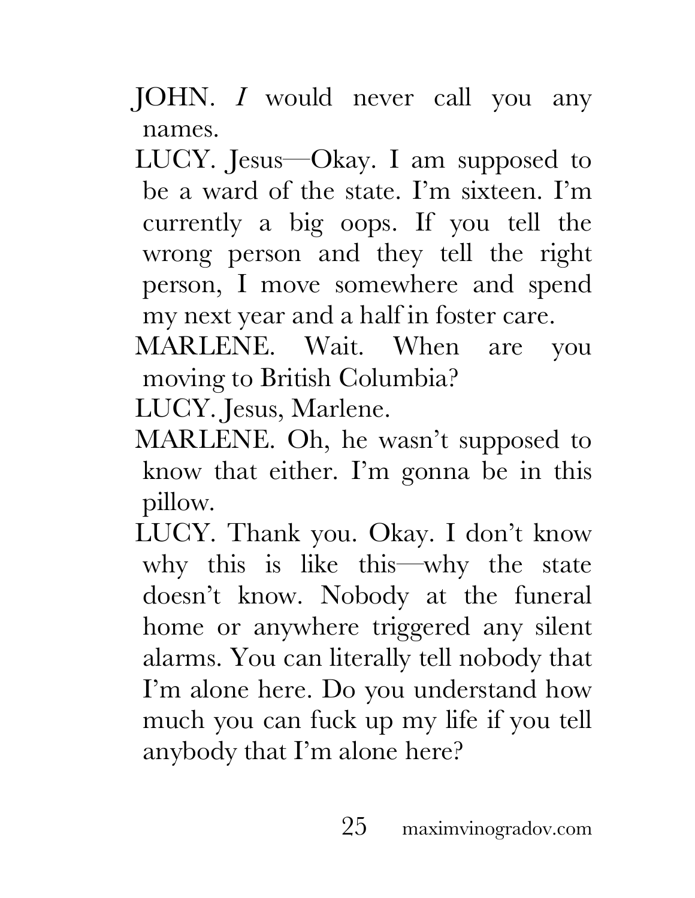JOHN. *I* would never call you any names.

LUCY. Jesus—Okay. I am supposed to be a ward of the state. I'm sixteen. I'm currently a big oops. If you tell the wrong person and they tell the right person, I move somewhere and spend my next year and a half in foster care.

MARLENE. Wait. When are you moving to British Columbia?

LUCY. Jesus, Marlene.

MARLENE. Oh, he wasn't supposed to know that either. I'm gonna be in this pillow.

LUCY. Thank you. Okay. I don't know why this is like this—why the state doesn't know. Nobody at the funeral home or anywhere triggered any silent alarms. You can literally tell nobody that I'm alone here. Do you understand how much you can fuck up my life if you tell anybody that I'm alone here?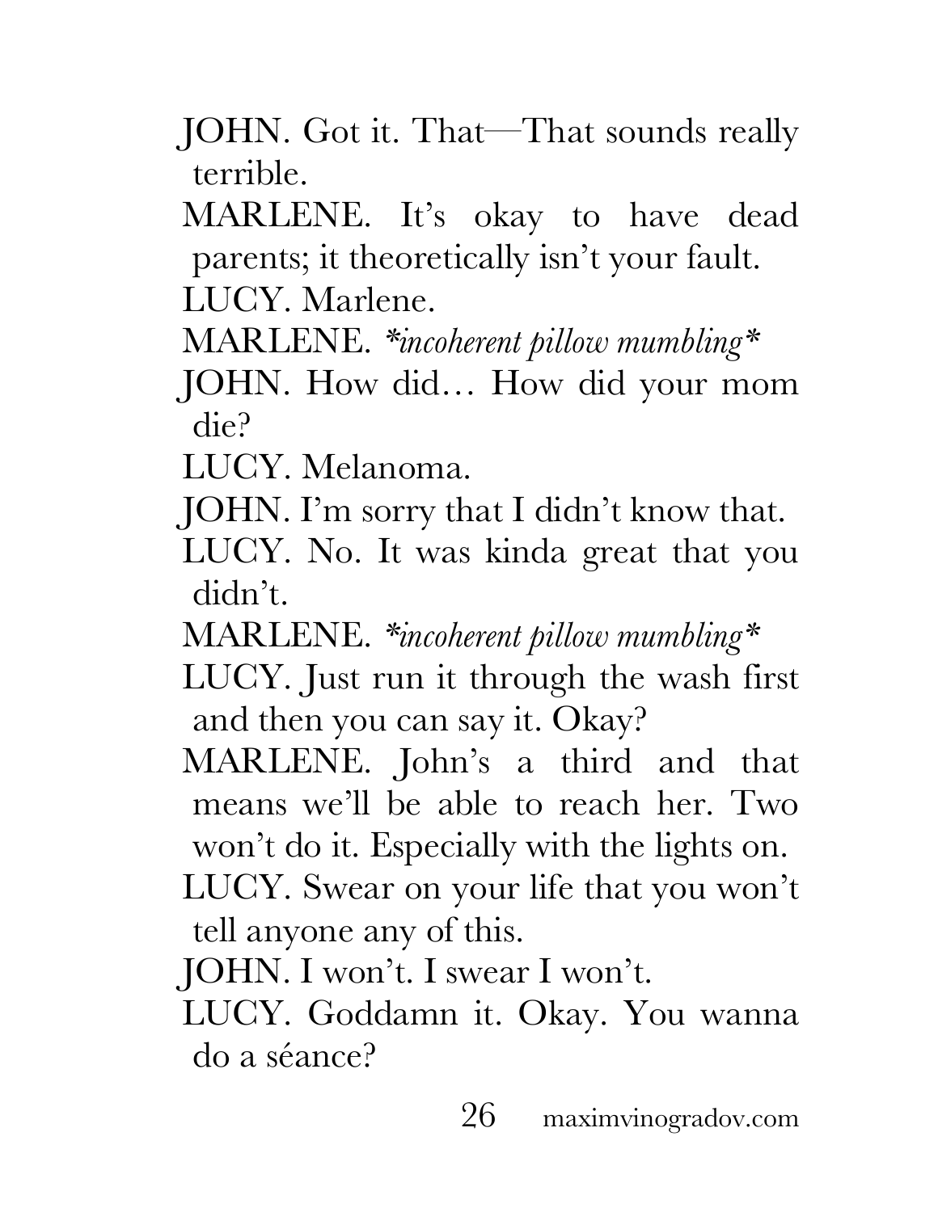JOHN. Got it. That—That sounds really terrible.

MARLENE. It's okay to have dead parents; it theoretically isn't your fault.

LUCY. Marlene.

MARLENE. *\*incoherent pillow mumbling\**

JOHN. How did… How did your mom die?

LUCY. Melanoma.

JOHN. I'm sorry that I didn't know that.

LUCY. No. It was kinda great that you didn't.

MARLENE. *\*incoherent pillow mumbling\**

LUCY. Just run it through the wash first and then you can say it. Okay?

MARLENE. John's a third and that means we'll be able to reach her. Two won't do it. Especially with the lights on.

LUCY. Swear on your life that you won't tell anyone any of this.

JOHN. I won't. I swear I won't.

LUCY. Goddamn it. Okay. You wanna do a séance?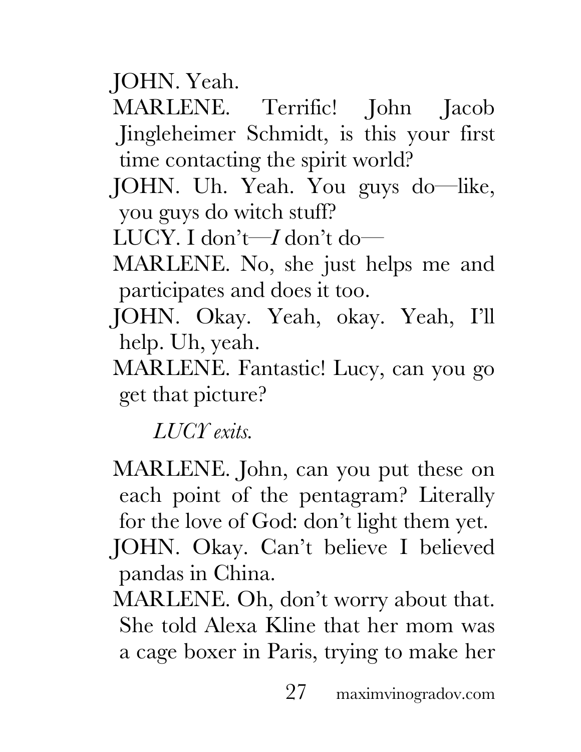JOHN. Yeah.

MARLENE. Terrific! John Jacob Jingleheimer Schmidt, is this your first time contacting the spirit world?

JOHN. Uh. Yeah. You guys do—like, you guys do witch stuff?

LUCY. I don't—*I* don't do—

MARLENE. No, she just helps me and participates and does it too.

JOHN. Okay. Yeah, okay. Yeah, I'll help. Uh, yeah.

MARLENE. Fantastic! Lucy, can you go get that picture?

*LUCY exits.*

MARLENE. John, can you put these on each point of the pentagram? Literally for the love of God: don't light them yet.

JOHN. Okay. Can't believe I believed pandas in China.

MARLENE. Oh, don't worry about that. She told Alexa Kline that her mom was a cage boxer in Paris, trying to make her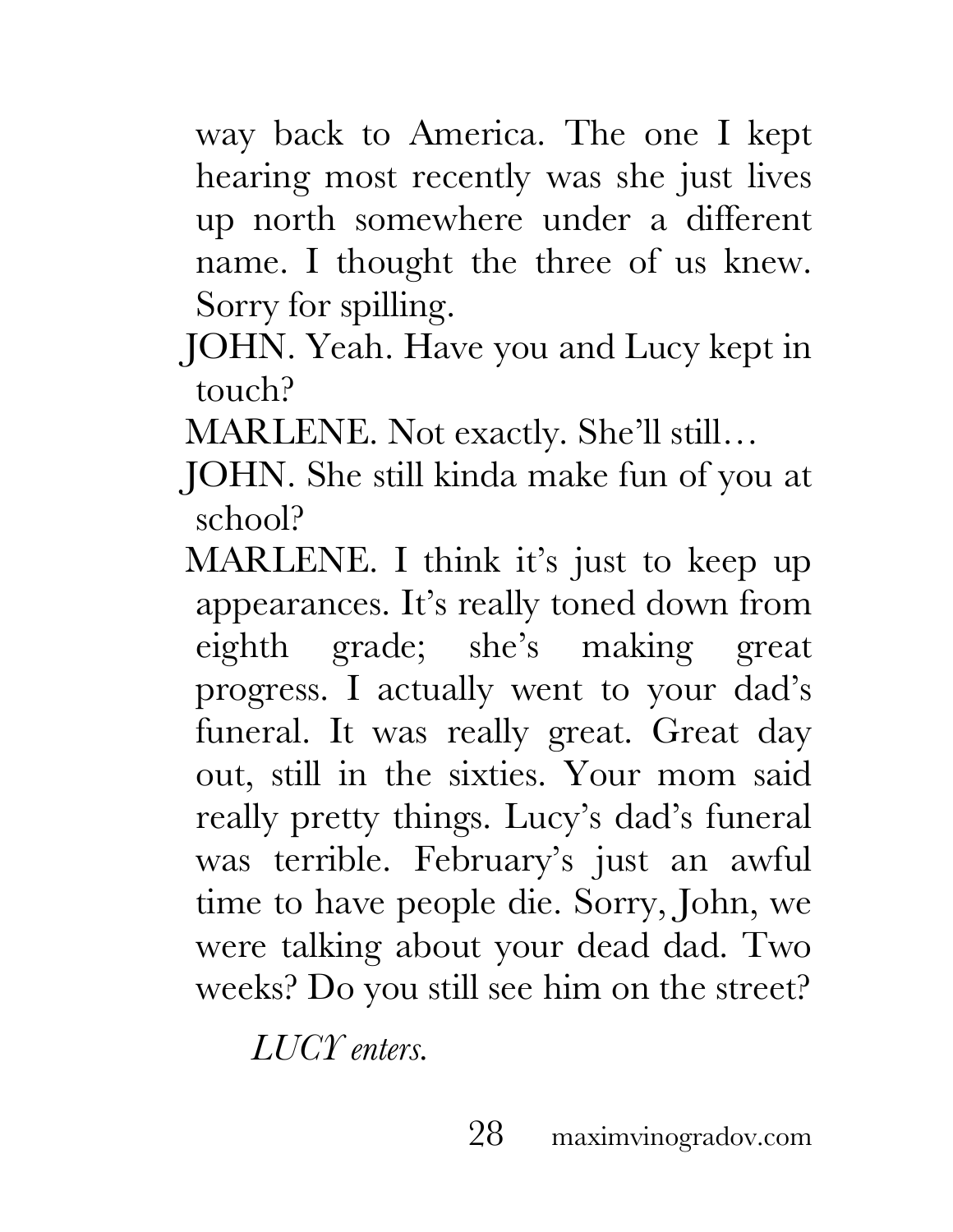way back to America. The one I kept hearing most recently was she just lives up north somewhere under a different name. I thought the three of us knew. Sorry for spilling.

JOHN. Yeah. Have you and Lucy kept in touch?

MARLENE. Not exactly. She'll still…

JOHN. She still kinda make fun of you at school?

MARLENE. I think it's just to keep up appearances. It's really toned down from eighth grade; she's making great progress. I actually went to your dad's funeral. It was really great. Great day out, still in the sixties. Your mom said really pretty things. Lucy's dad's funeral was terrible. February's just an awful time to have people die. Sorry, John, we were talking about your dead dad. Two weeks? Do you still see him on the street?

*LUCY enters.*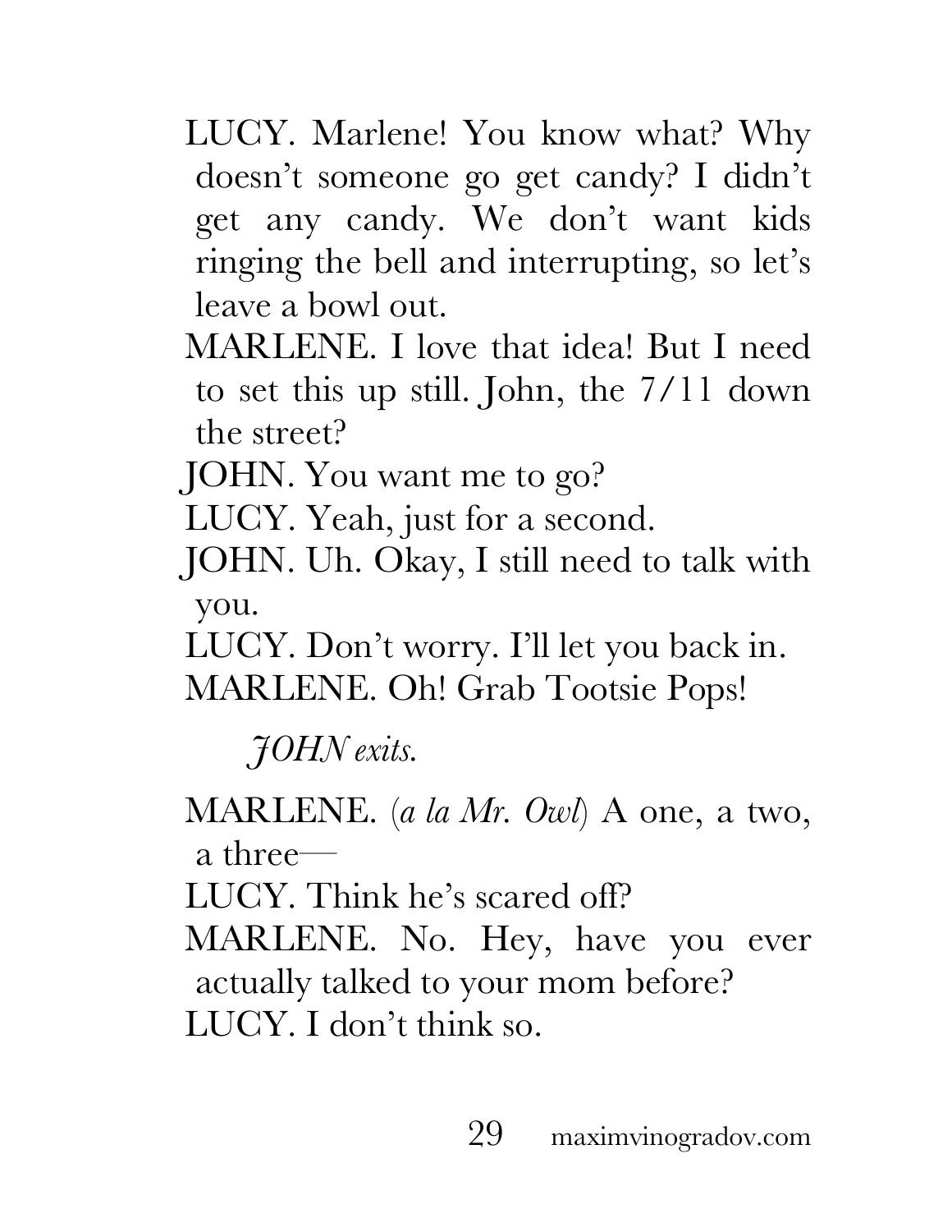LUCY. Marlene! You know what? Why doesn't someone go get candy? I didn't get any candy. We don't want kids ringing the bell and interrupting, so let's leave a bowl out.

MARLENE. I love that idea! But I need to set this up still. John, the 7/11 down the street?

JOHN. You want me to go?

LUCY. Yeah, just for a second.

JOHN. Uh. Okay, I still need to talk with you.

LUCY. Don't worry. I'll let you back in.

MARLENE. Oh! Grab Tootsie Pops!

*JOHN exits.*

MARLENE. (*a la Mr. Owl*) A one, a two, a three—

LUCY. Think he's scared off?

MARLENE. No. Hey, have you ever actually talked to your mom before?

LUCY. I don't think so.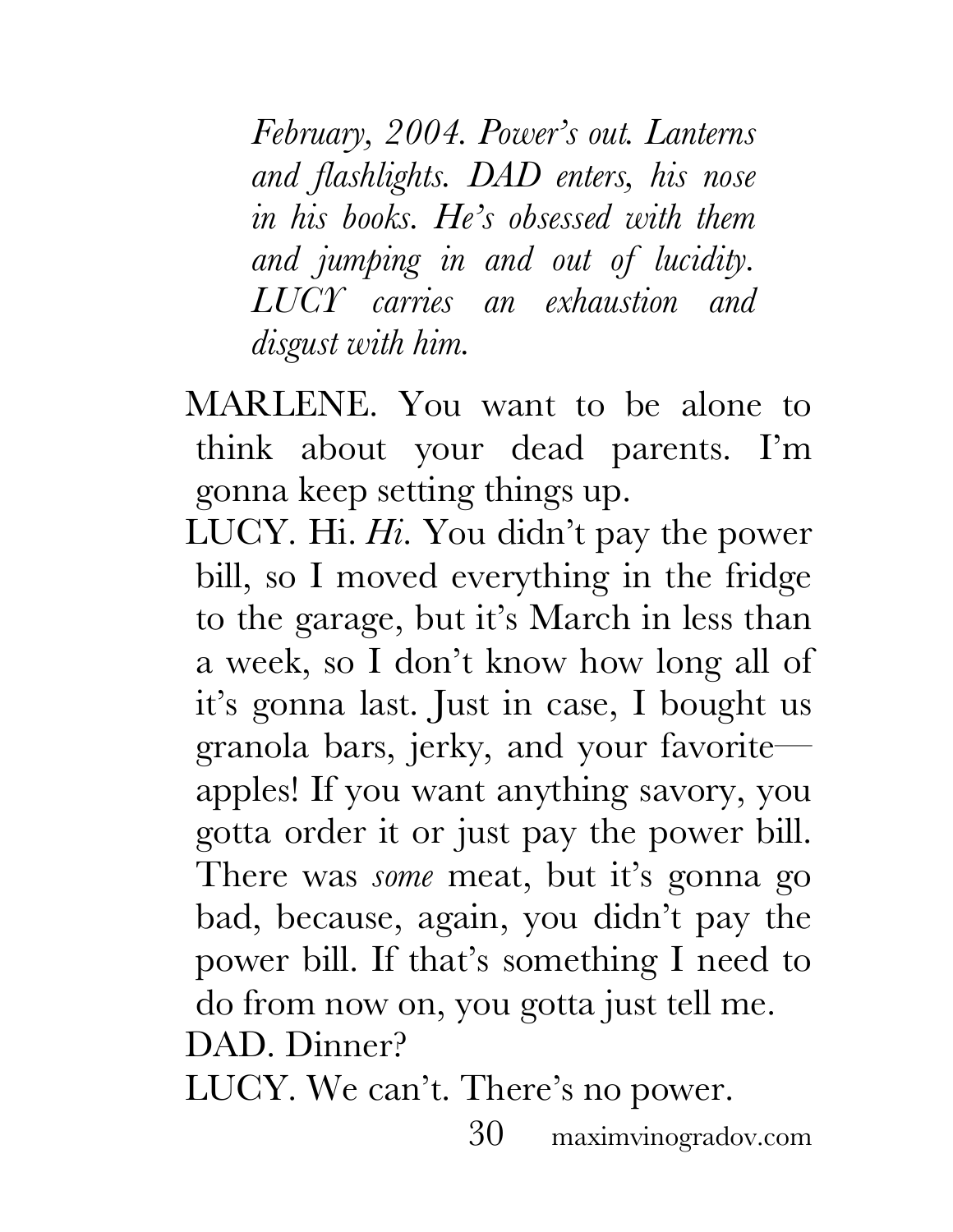*February, 2004. Power's out. Lanterns and flashlights. DAD enters, his nose in his books. He's obsessed with them and jumping in and out of lucidity. LUCY carries an exhaustion and disgust with him.*

MARLENE. You want to be alone to think about your dead parents. I'm gonna keep setting things up.

LUCY. Hi. *Hi.* You didn't pay the power bill, so I moved everything in the fridge to the garage, but it's March in less than a week, so I don't know how long all of it's gonna last. Just in case, I bought us granola bars, jerky, and your favorite—apples! If you want anything savory, you gotta order it or just pay the power bill. There was *some* meat, but it's gonna go bad, because, again, you didn't pay the power bill. If that's something I need to do from now on, you gotta just tell me.

DAD. Dinner?

LUCY. We can't. There's no power.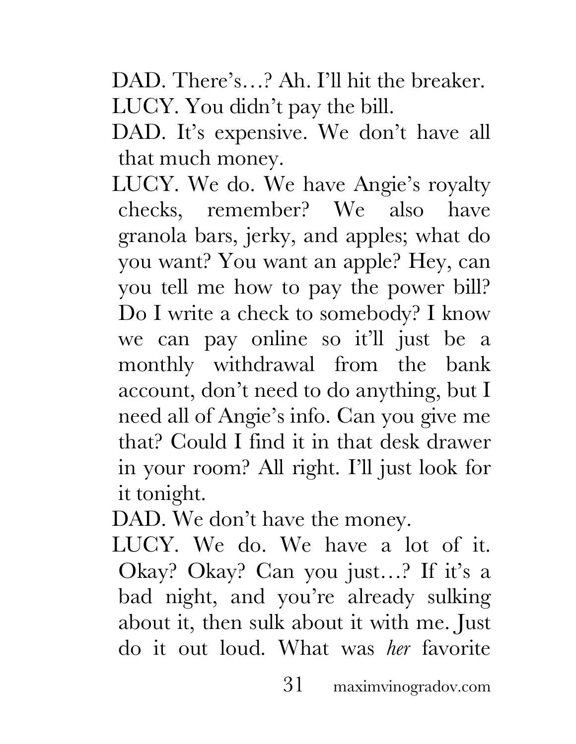DAD. There's…? Ah. I'll hit the breaker.

LUCY. You didn't pay the bill.

DAD. It's expensive. We don't have all that much money.

LUCY. We do. We have Angie's royalty checks, remember? We also have granola bars, jerky, and apples; what do you want? You want an apple? Hey, can you tell me how to pay the power bill? Do I write a check to somebody? I know we can pay online so it'll just be a monthly withdrawal from the bank account, don't need to do anything, but I need all of Angie's info. Can you give me that? Could I find it in that desk drawer in your room? All right. I'll just look for it tonight.

DAD. We don't have the money.

LUCY. We do. We have a lot of it. Okay? Okay? Can you just…? If it's a bad night, and you're already sulking about it, then sulk about it with me. Just do it out loud. What was *her* favorite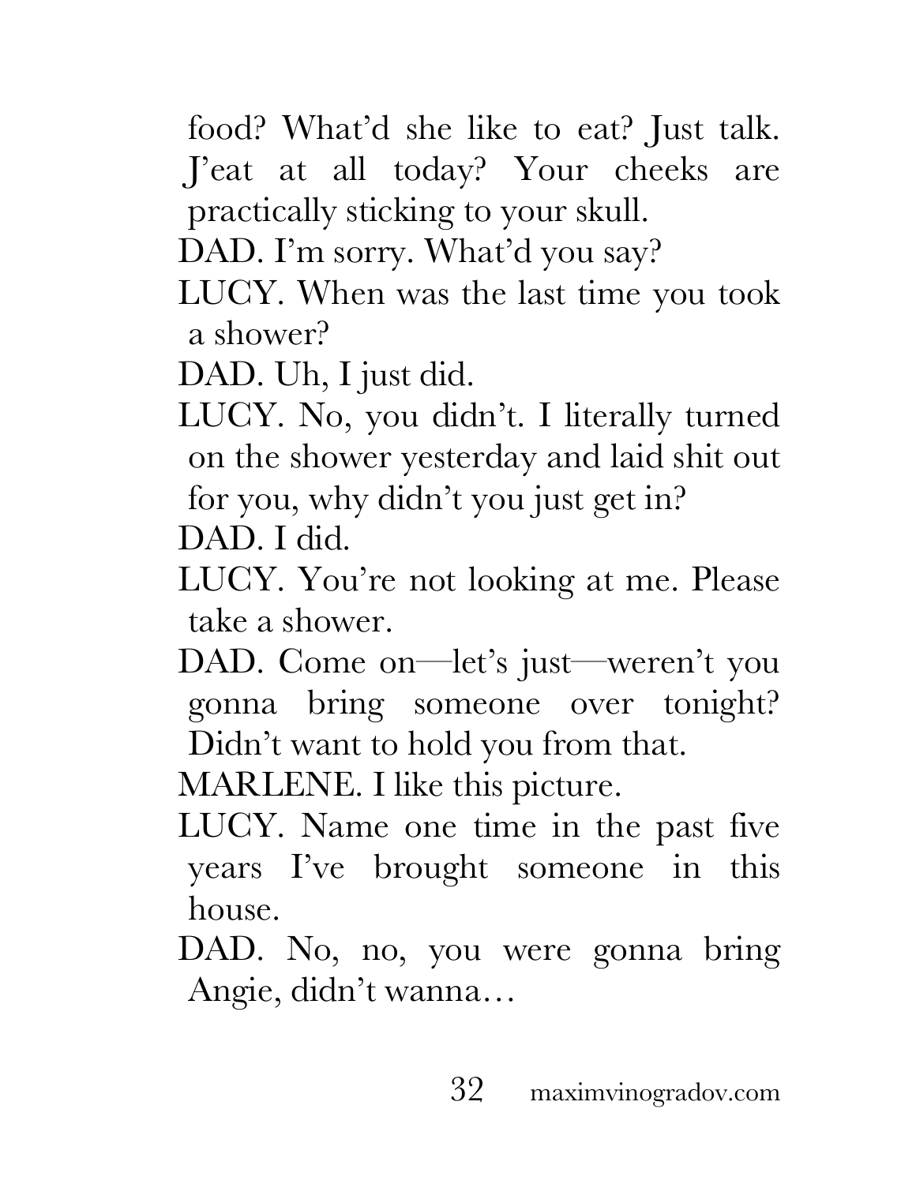food? What'd she like to eat? Just talk. J'eat at all today? Your cheeks are practically sticking to your skull.

DAD. I'm sorry. What'd you say?

LUCY. When was the last time you took a shower?

DAD. Uh, I just did.

LUCY. No, you didn't. I literally turned on the shower yesterday and laid shit out for you, why didn't you just get in?

DAD. I did.

LUCY. You're not looking at me. Please take a shower.

DAD. Come on—let's just—weren't you gonna bring someone over tonight? Didn't want to hold you from that.

MARLENE. I like this picture.

LUCY. Name one time in the past five years I've brought someone in this house.

DAD. No, no, you were gonna bring Angie, didn't wanna…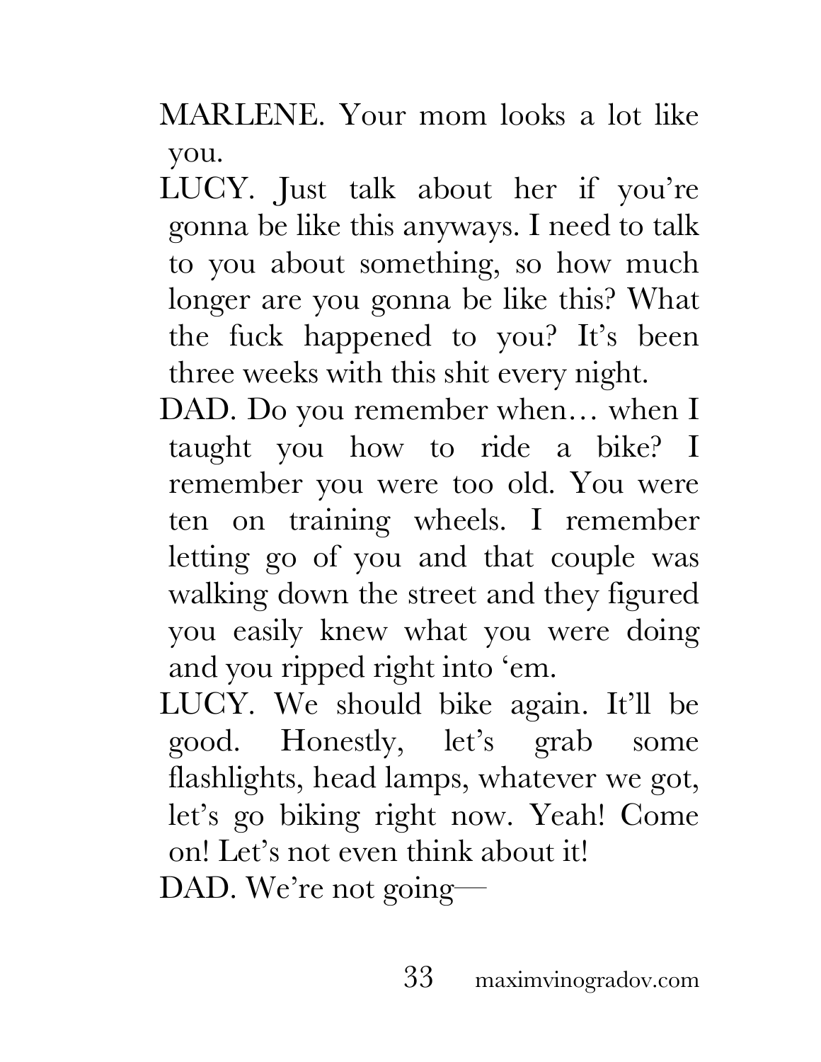MARLENE. Your mom looks a lot like you.

LUCY. Just talk about her if you're gonna be like this anyways. I need to talk to you about something, so how much longer are you gonna be like this? What the fuck happened to you? It's been three weeks with this shit every night.

DAD. Do you remember when… when I taught you how to ride a bike? I remember you were too old. You were ten on training wheels. I remember letting go of you and that couple was walking down the street and they figured you easily knew what you were doing and you ripped right into 'em.

LUCY. We should bike again. It'll be good. Honestly, let's grab some flashlights, head lamps, whatever we got, let's go biking right now. Yeah! Come on! Let's not even think about it!

DAD. We're not going—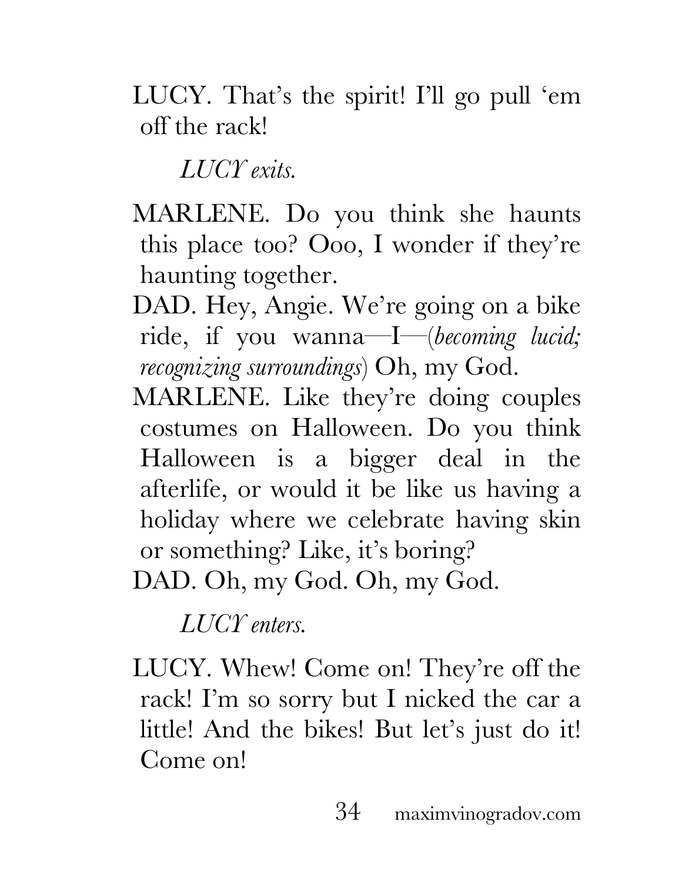LUCY. That's the spirit! I'll go pull 'em off the rack!

*LUCY exits.*

MARLENE. Do you think she haunts this place too? Ooo, I wonder if they're haunting together.

DAD. Hey, Angie. We're going on a bike ride, if you wanna—I—(*becoming lucid; recognizing surroundings*) Oh, my God.

MARLENE. Like they're doing couples costumes on Halloween. Do you think Halloween is a bigger deal in the afterlife, or would it be like us having a holiday where we celebrate having skin or something? Like, it's boring?

DAD. Oh, my God. Oh, my God.

*LUCY enters.*

LUCY. Whew! Come on! They're off the rack! I'm so sorry but I nicked the car a little! And the bikes! But let's just do it! Come on!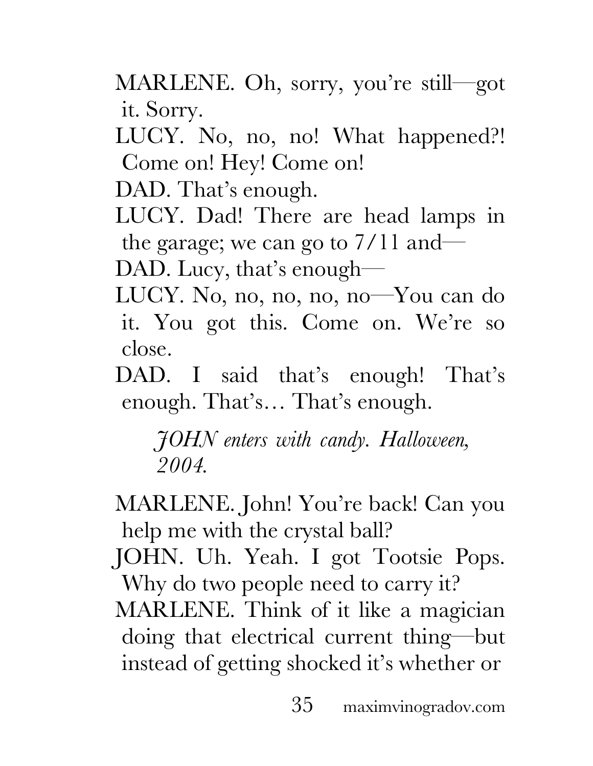MARLENE. Oh, sorry, you're still—got it. Sorry.

LUCY. No, no, no! What happened?! Come on! Hey! Come on!

DAD. That's enough.

LUCY. Dad! There are head lamps in the garage; we can go to 7/11 and—

DAD. Lucy, that's enough—

LUCY. No, no, no, no, no—You can do it. You got this. Come on. We're so close.

DAD. I said that's enough! That's enough. That's… That's enough.

*JOHN enters with candy. Halloween, 2004.*

MARLENE. John! You're back! Can you help me with the crystal ball?

JOHN. Uh. Yeah. I got Tootsie Pops. Why do two people need to carry it?

MARLENE. Think of it like a magician doing that electrical current thing—but instead of getting shocked it's whether or